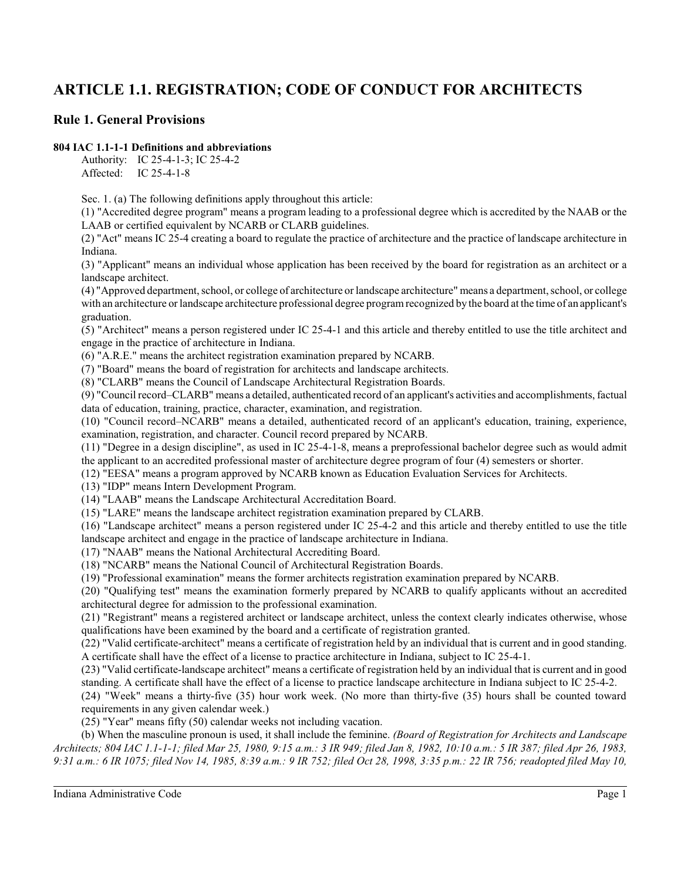# ARTICLE 1.1. REGISTRATION; CODE OF CONDUCT FOR ARCHITECTS

## Rule 1. General Provisions

**804 IAC 1.1-1-1 Definitions and abbreviations**

Authority: IC 25-4-1-3; IC 25-4-2
Affected: IC 25-4-1-8

Sec. 1. (a) The following definitions apply throughout this article:

(1) "Accredited degree program" means a program leading to a professional degree which is accredited by the NAAB or the LAAB or certified equivalent by NCARB or CLARB guidelines.

(2) "Act" means IC 25-4 creating a board to regulate the practice of architecture and the practice of landscape architecture in Indiana.

(3) "Applicant" means an individual whose application has been received by the board for registration as an architect or a landscape architect.

(4) "Approved department, school, or college of architecture or landscape architecture" means a department, school, or college with an architecture or landscape architecture professional degree program recognized by the board at the time of an applicant's graduation.

(5) "Architect" means a person registered under IC 25-4-1 and this article and thereby entitled to use the title architect and engage in the practice of architecture in Indiana.

(6) "A.R.E." means the architect registration examination prepared by NCARB.

(7) "Board" means the board of registration for architects and landscape architects.

(8) "CLARB" means the Council of Landscape Architectural Registration Boards.

(9) "Council record–CLARB" means a detailed, authenticated record of an applicant's activities and accomplishments, factual data of education, training, practice, character, examination, and registration.

(10) "Council record–NCARB" means a detailed, authenticated record of an applicant's education, training, experience, examination, registration, and character. Council record prepared by NCARB.

(11) "Degree in a design discipline", as used in IC 25-4-1-8, means a preprofessional bachelor degree such as would admit the applicant to an accredited professional master of architecture degree program of four (4) semesters or shorter.

(12) "EESA" means a program approved by NCARB known as Education Evaluation Services for Architects.

(13) "IDP" means Intern Development Program.

(14) "LAAB" means the Landscape Architectural Accreditation Board.

(15) "LARE" means the landscape architect registration examination prepared by CLARB.

(16) "Landscape architect" means a person registered under IC 25-4-2 and this article and thereby entitled to use the title landscape architect and engage in the practice of landscape architecture in Indiana.

(17) "NAAB" means the National Architectural Accrediting Board.

(18) "NCARB" means the National Council of Architectural Registration Boards.

(19) "Professional examination" means the former architects registration examination prepared by NCARB.

(20) "Qualifying test" means the examination formerly prepared by NCARB to qualify applicants without an accredited architectural degree for admission to the professional examination.

(21) "Registrant" means a registered architect or landscape architect, unless the context clearly indicates otherwise, whose qualifications have been examined by the board and a certificate of registration granted.

(22) "Valid certificate-architect" means a certificate of registration held by an individual that is current and in good standing. A certificate shall have the effect of a license to practice architecture in Indiana, subject to IC 25-4-1.

(23) "Valid certificate-landscape architect" means a certificate of registration held by an individual that is current and in good standing. A certificate shall have the effect of a license to practice landscape architecture in Indiana subject to IC 25-4-2.

(24) "Week" means a thirty-five (35) hour work week. (No more than thirty-five (35) hours shall be counted toward requirements in any given calendar week.)

(25) "Year" means fifty (50) calendar weeks not including vacation.

(b) When the masculine pronoun is used, it shall include the feminine. *(Board of Registration for Architects and Landscape Architects; 804 IAC 1.1-1-1; filed Mar 25, 1980, 9:15 a.m.: 3 IR 949; filed Jan 8, 1982, 10:10 a.m.: 5 IR 387; filed Apr 26, 1983, 9:31 a.m.: 6 IR 1075; filed Nov 14, 1985, 8:39 a.m.: 9 IR 752; filed Oct 28, 1998, 3:35 p.m.: 22 IR 756; readopted filed May 10,*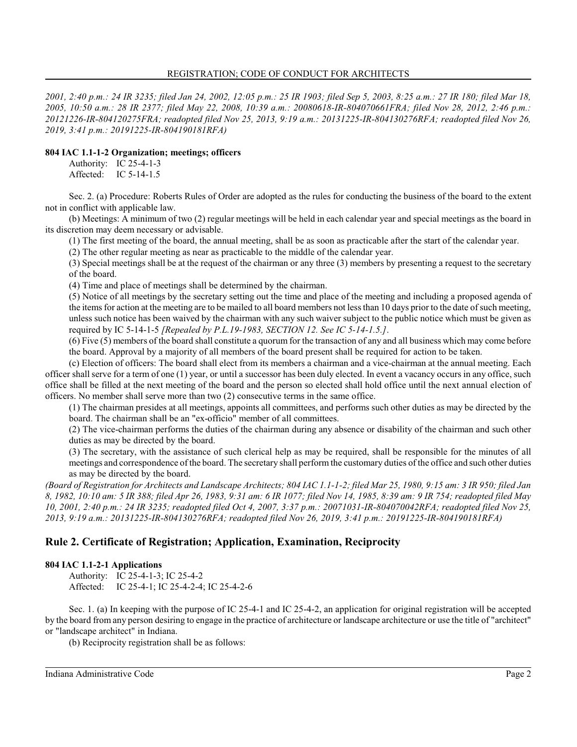*2001, 2:40 p.m.: 24 IR 3235; filed Jan 24, 2002, 12:05 p.m.: 25 IR 1903; filed Sep 5, 2003, 8:25 a.m.: 27 IR 180; filed Mar 18, 2005, 10:50 a.m.: 28 IR 2377; filed May 22, 2008, 10:39 a.m.: 20080618-IR-804070661FRA; filed Nov 28, 2012, 2:46 p.m.: 20121226-IR-804120275FRA; readopted filed Nov 25, 2013, 9:19 a.m.: 20131225-IR-804130276RFA; readopted filed Nov 26, 2019, 3:41 p.m.: 20191225-IR-804190181RFA)*

**804 IAC 1.1-1-2 Organization; meetings; officers**

Authority: IC 25-4-1-3
Affected: IC 5-14-1.5

Sec. 2. (a) Procedure: Roberts Rules of Order are adopted as the rules for conducting the business of the board to the extent not in conflict with applicable law.

(b) Meetings: A minimum of two (2) regular meetings will be held in each calendar year and special meetings as the board in its discretion may deem necessary or advisable.

(1) The first meeting of the board, the annual meeting, shall be as soon as practicable after the start of the calendar year.

(2) The other regular meeting as near as practicable to the middle of the calendar year.

(3) Special meetings shall be at the request of the chairman or any three (3) members by presenting a request to the secretary of the board.

(4) Time and place of meetings shall be determined by the chairman.

(5) Notice of all meetings by the secretary setting out the time and place of the meeting and including a proposed agenda of the items for action at the meeting are to be mailed to all board members not less than 10 days prior to the date of such meeting, unless such notice has been waived by the chairman with any such waiver subject to the public notice which must be given as required by IC 5-14-1-5 *[Repealed by P.L.19-1983, SECTION 12. See IC 5-14-1.5.]*.

(6) Five (5) members of the board shall constitute a quorum for the transaction of any and all business which may come before the board. Approval by a majority of all members of the board present shall be required for action to be taken.

(c) Election of officers: The board shall elect from its members a chairman and a vice-chairman at the annual meeting. Each officer shall serve for a term of one (1) year, or until a successor has been duly elected. In event a vacancy occurs in any office, such office shall be filled at the next meeting of the board and the person so elected shall hold office until the next annual election of officers. No member shall serve more than two (2) consecutive terms in the same office.

(1) The chairman presides at all meetings, appoints all committees, and performs such other duties as may be directed by the board. The chairman shall be an "ex-officio" member of all committees.

(2) The vice-chairman performs the duties of the chairman during any absence or disability of the chairman and such other duties as may be directed by the board.

(3) The secretary, with the assistance of such clerical help as may be required, shall be responsible for the minutes of all meetings and correspondence of the board. The secretary shall perform the customary duties of the office and such other duties as may be directed by the board.

*(Board of Registration for Architects and Landscape Architects; 804 IAC 1.1-1-2; filed Mar 25, 1980, 9:15 am: 3 IR 950; filed Jan 8, 1982, 10:10 am: 5 IR 388; filed Apr 26, 1983, 9:31 am: 6 IR 1077; filed Nov 14, 1985, 8:39 am: 9 IR 754; readopted filed May 10, 2001, 2:40 p.m.: 24 IR 3235; readopted filed Oct 4, 2007, 3:37 p.m.: 20071031-IR-804070042RFA; readopted filed Nov 25, 2013, 9:19 a.m.: 20131225-IR-804130276RFA; readopted filed Nov 26, 2019, 3:41 p.m.: 20191225-IR-804190181RFA)*

## Rule 2. Certificate of Registration; Application, Examination, Reciprocity

**804 IAC 1.1-2-1 Applications**

Authority: IC 25-4-1-3; IC 25-4-2
Affected: IC 25-4-1; IC 25-4-2-4; IC 25-4-2-6

Sec. 1. (a) In keeping with the purpose of IC 25-4-1 and IC 25-4-2, an application for original registration will be accepted by the board from any person desiring to engage in the practice of architecture or landscape architecture or use the title of "architect" or "landscape architect" in Indiana.

(b) Reciprocity registration shall be as follows: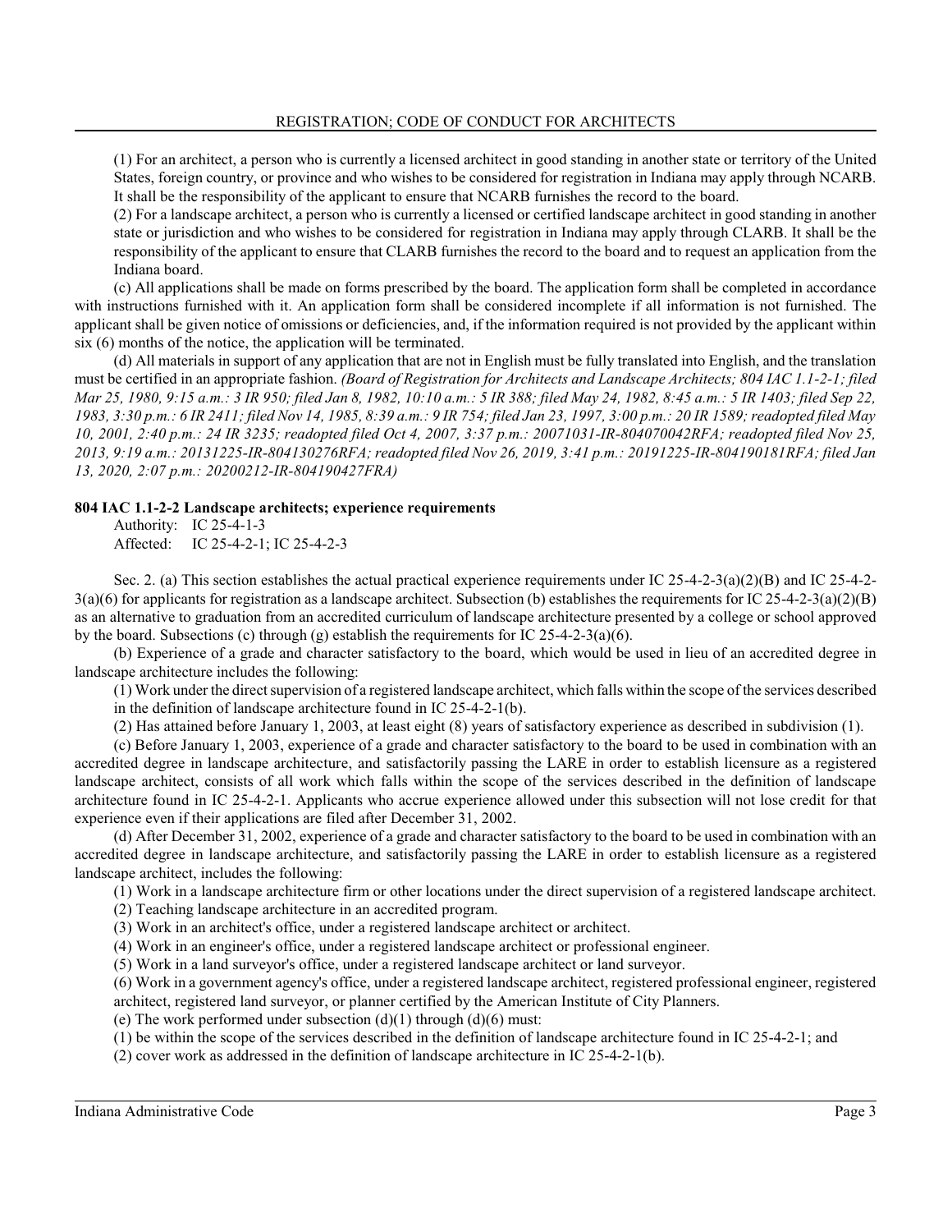(1) For an architect, a person who is currently a licensed architect in good standing in another state or territory of the United States, foreign country, or province and who wishes to be considered for registration in Indiana may apply through NCARB. It shall be the responsibility of the applicant to ensure that NCARB furnishes the record to the board.

(2) For a landscape architect, a person who is currently a licensed or certified landscape architect in good standing in another state or jurisdiction and who wishes to be considered for registration in Indiana may apply through CLARB. It shall be the responsibility of the applicant to ensure that CLARB furnishes the record to the board and to request an application from the Indiana board.

(c) All applications shall be made on forms prescribed by the board. The application form shall be completed in accordance with instructions furnished with it. An application form shall be considered incomplete if all information is not furnished. The applicant shall be given notice of omissions or deficiencies, and, if the information required is not provided by the applicant within six (6) months of the notice, the application will be terminated.

(d) All materials in support of any application that are not in English must be fully translated into English, and the translation must be certified in an appropriate fashion. *(Board of Registration for Architects and Landscape Architects; 804 IAC 1.1-2-1; filed Mar 25, 1980, 9:15 a.m.: 3 IR 950; filed Jan 8, 1982, 10:10 a.m.: 5 IR 388; filed May 24, 1982, 8:45 a.m.: 5 IR 1403; filed Sep 22, 1983, 3:30 p.m.: 6 IR 2411; filed Nov 14, 1985, 8:39 a.m.: 9 IR 754; filed Jan 23, 1997, 3:00 p.m.: 20 IR 1589; readopted filed May 10, 2001, 2:40 p.m.: 24 IR 3235; readopted filed Oct 4, 2007, 3:37 p.m.: 20071031-IR-804070042RFA; readopted filed Nov 25, 2013, 9:19 a.m.: 20131225-IR-804130276RFA; readopted filed Nov 26, 2019, 3:41 p.m.: 20191225-IR-804190181RFA; filed Jan 13, 2020, 2:07 p.m.: 20200212-IR-804190427FRA)*

**804 IAC 1.1-2-2 Landscape architects; experience requirements**

Authority: IC 25-4-1-3
Affected: IC 25-4-2-1; IC 25-4-2-3

Sec. 2. (a) This section establishes the actual practical experience requirements under IC 25-4-2-3(a)(2)(B) and IC 25-4-2-3(a)(6) for applicants for registration as a landscape architect. Subsection (b) establishes the requirements for IC 25-4-2-3(a)(2)(B) as an alternative to graduation from an accredited curriculum of landscape architecture presented by a college or school approved by the board. Subsections (c) through (g) establish the requirements for IC 25-4-2-3(a)(6).

(b) Experience of a grade and character satisfactory to the board, which would be used in lieu of an accredited degree in landscape architecture includes the following:

(1) Work under the direct supervision of a registered landscape architect, which falls within the scope of the services described in the definition of landscape architecture found in IC 25-4-2-1(b).

(2) Has attained before January 1, 2003, at least eight (8) years of satisfactory experience as described in subdivision (1).

(c) Before January 1, 2003, experience of a grade and character satisfactory to the board to be used in combination with an accredited degree in landscape architecture, and satisfactorily passing the LARE in order to establish licensure as a registered landscape architect, consists of all work which falls within the scope of the services described in the definition of landscape architecture found in IC 25-4-2-1. Applicants who accrue experience allowed under this subsection will not lose credit for that experience even if their applications are filed after December 31, 2002.

(d) After December 31, 2002, experience of a grade and character satisfactory to the board to be used in combination with an accredited degree in landscape architecture, and satisfactorily passing the LARE in order to establish licensure as a registered landscape architect, includes the following:

(1) Work in a landscape architecture firm or other locations under the direct supervision of a registered landscape architect.

(2) Teaching landscape architecture in an accredited program.

(3) Work in an architect's office, under a registered landscape architect or architect.

(4) Work in an engineer's office, under a registered landscape architect or professional engineer.

(5) Work in a land surveyor's office, under a registered landscape architect or land surveyor.

(6) Work in a government agency's office, under a registered landscape architect, registered professional engineer, registered architect, registered land surveyor, or planner certified by the American Institute of City Planners.

(e) The work performed under subsection (d)(1) through (d)(6) must:

(1) be within the scope of the services described in the definition of landscape architecture found in IC 25-4-2-1; and

(2) cover work as addressed in the definition of landscape architecture in IC 25-4-2-1(b).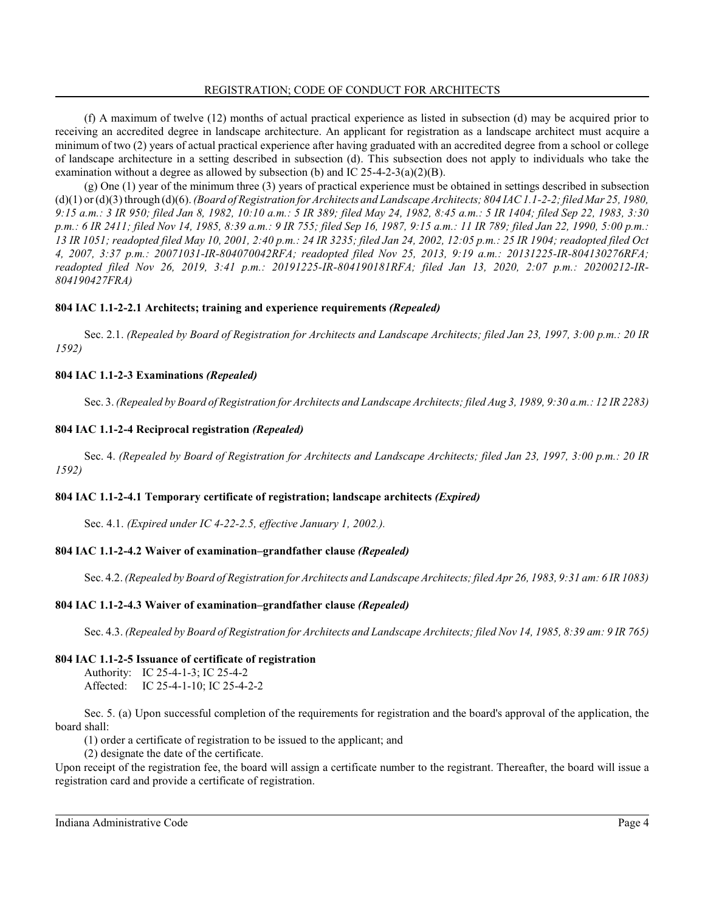(f) A maximum of twelve (12) months of actual practical experience as listed in subsection (d) may be acquired prior to receiving an accredited degree in landscape architecture. An applicant for registration as a landscape architect must acquire a minimum of two (2) years of actual practical experience after having graduated with an accredited degree from a school or college of landscape architecture in a setting described in subsection (d). This subsection does not apply to individuals who take the examination without a degree as allowed by subsection (b) and IC 25-4-2-3(a)(2)(B).

(g) One (1) year of the minimum three (3) years of practical experience must be obtained in settings described in subsection (d)(1) or (d)(3) through (d)(6). *(Board of Registration for Architects and Landscape Architects; 804 IAC 1.1-2-2; filed Mar 25, 1980, 9:15 a.m.: 3 IR 950; filed Jan 8, 1982, 10:10 a.m.: 5 IR 389; filed May 24, 1982, 8:45 a.m.: 5 IR 1404; filed Sep 22, 1983, 3:30 p.m.: 6 IR 2411; filed Nov 14, 1985, 8:39 a.m.: 9 IR 755; filed Sep 16, 1987, 9:15 a.m.: 11 IR 789; filed Jan 22, 1990, 5:00 p.m.: 13 IR 1051; readopted filed May 10, 2001, 2:40 p.m.: 24 IR 3235; filed Jan 24, 2002, 12:05 p.m.: 25 IR 1904; readopted filed Oct 4, 2007, 3:37 p.m.: 20071031-IR-804070042RFA; readopted filed Nov 25, 2013, 9:19 a.m.: 20131225-IR-804130276RFA; readopted filed Nov 26, 2019, 3:41 p.m.: 20191225-IR-804190181RFA; filed Jan 13, 2020, 2:07 p.m.: 20200212-IR-804190427FRA)*

**804 IAC 1.1-2-2.1 Architects; training and experience requirements *(Repealed)***

Sec. 2.1. *(Repealed by Board of Registration for Architects and Landscape Architects; filed Jan 23, 1997, 3:00 p.m.: 20 IR 1592)*

**804 IAC 1.1-2-3 Examinations *(Repealed)***

Sec. 3. *(Repealed by Board of Registration for Architects and Landscape Architects; filed Aug 3, 1989, 9:30 a.m.: 12 IR 2283)*

**804 IAC 1.1-2-4 Reciprocal registration *(Repealed)***

Sec. 4. *(Repealed by Board of Registration for Architects and Landscape Architects; filed Jan 23, 1997, 3:00 p.m.: 20 IR 1592)*

**804 IAC 1.1-2-4.1 Temporary certificate of registration; landscape architects *(Expired)***

Sec. 4.1. *(Expired under IC 4-22-2.5, effective January 1, 2002.).*

**804 IAC 1.1-2-4.2 Waiver of examination–grandfather clause *(Repealed)***

Sec. 4.2. *(Repealed by Board of Registration for Architects and Landscape Architects; filed Apr 26, 1983, 9:31 am: 6 IR 1083)*

**804 IAC 1.1-2-4.3 Waiver of examination–grandfather clause *(Repealed)***

Sec. 4.3. *(Repealed by Board of Registration for Architects and Landscape Architects; filed Nov 14, 1985, 8:39 am: 9 IR 765)*

**804 IAC 1.1-2-5 Issuance of certificate of registration**

Authority: IC 25-4-1-3; IC 25-4-2
Affected: IC 25-4-1-10; IC 25-4-2-2

Sec. 5. (a) Upon successful completion of the requirements for registration and the board's approval of the application, the board shall:

(1) order a certificate of registration to be issued to the applicant; and
(2) designate the date of the certificate.

Upon receipt of the registration fee, the board will assign a certificate number to the registrant. Thereafter, the board will issue a registration card and provide a certificate of registration.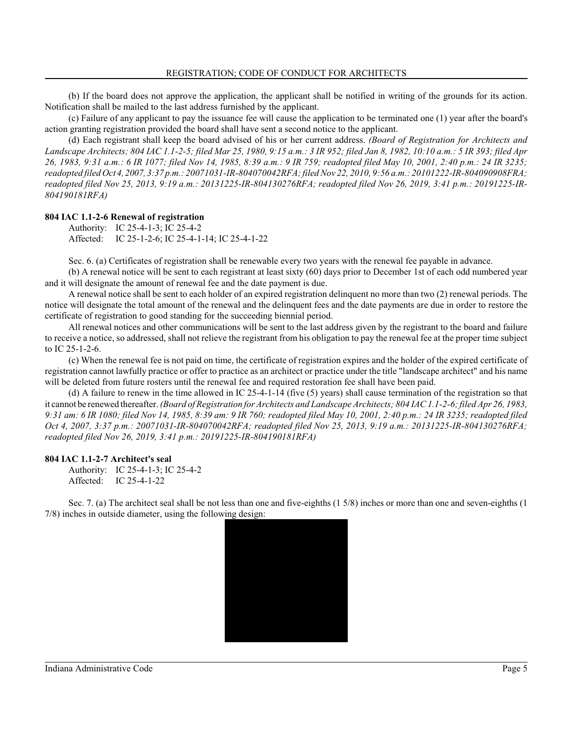(b) If the board does not approve the application, the applicant shall be notified in writing of the grounds for its action. Notification shall be mailed to the last address furnished by the applicant.

(c) Failure of any applicant to pay the issuance fee will cause the application to be terminated one (1) year after the board's action granting registration provided the board shall have sent a second notice to the applicant.

(d) Each registrant shall keep the board advised of his or her current address. *(Board of Registration for Architects and Landscape Architects; 804 IAC 1.1-2-5; filed Mar 25, 1980, 9:15 a.m.: 3 IR 952; filed Jan 8, 1982, 10:10 a.m.: 5 IR 393; filed Apr 26, 1983, 9:31 a.m.: 6 IR 1077; filed Nov 14, 1985, 8:39 a.m.: 9 IR 759; readopted filed May 10, 2001, 2:40 p.m.: 24 IR 3235; readopted filed Oct 4, 2007, 3:37 p.m.: 20071031-IR-804070042RFA; filed Nov 22, 2010, 9:56 a.m.: 20101222-IR-804090908FRA; readopted filed Nov 25, 2013, 9:19 a.m.: 20131225-IR-804130276RFA; readopted filed Nov 26, 2019, 3:41 p.m.: 20191225-IR-804190181RFA)*

**804 IAC 1.1-2-6 Renewal of registration**

Authority: IC 25-4-1-3; IC 25-4-2
Affected: IC 25-1-2-6; IC 25-4-1-14; IC 25-4-1-22

Sec. 6. (a) Certificates of registration shall be renewable every two years with the renewal fee payable in advance.

(b) A renewal notice will be sent to each registrant at least sixty (60) days prior to December 1st of each odd numbered year and it will designate the amount of renewal fee and the date payment is due.

A renewal notice shall be sent to each holder of an expired registration delinquent no more than two (2) renewal periods. The notice will designate the total amount of the renewal and the delinquent fees and the date payments are due in order to restore the certificate of registration to good standing for the succeeding biennial period.

All renewal notices and other communications will be sent to the last address given by the registrant to the board and failure to receive a notice, so addressed, shall not relieve the registrant from his obligation to pay the renewal fee at the proper time subject to IC 25-1-2-6.

(c) When the renewal fee is not paid on time, the certificate of registration expires and the holder of the expired certificate of registration cannot lawfully practice or offer to practice as an architect or practice under the title "landscape architect" and his name will be deleted from future rosters until the renewal fee and required restoration fee shall have been paid.

(d) A failure to renew in the time allowed in IC 25-4-1-14 (five (5) years) shall cause termination of the registration so that it cannot be renewed thereafter. *(Board of Registration for Architects and Landscape Architects; 804 IAC 1.1-2-6; filed Apr 26, 1983, 9:31 am: 6 IR 1080; filed Nov 14, 1985, 8:39 am: 9 IR 760; readopted filed May 10, 2001, 2:40 p.m.: 24 IR 3235; readopted filed Oct 4, 2007, 3:37 p.m.: 20071031-IR-804070042RFA; readopted filed Nov 25, 2013, 9:19 a.m.: 20131225-IR-804130276RFA; readopted filed Nov 26, 2019, 3:41 p.m.: 20191225-IR-804190181RFA)*

**804 IAC 1.1-2-7 Architect's seal**

Authority: IC 25-4-1-3; IC 25-4-2
Affected: IC 25-4-1-22

Sec. 7. (a) The architect seal shall be not less than one and five-eighths (1 5/8) inches or more than one and seven-eighths (1 7/8) inches in outside diameter, using the following design: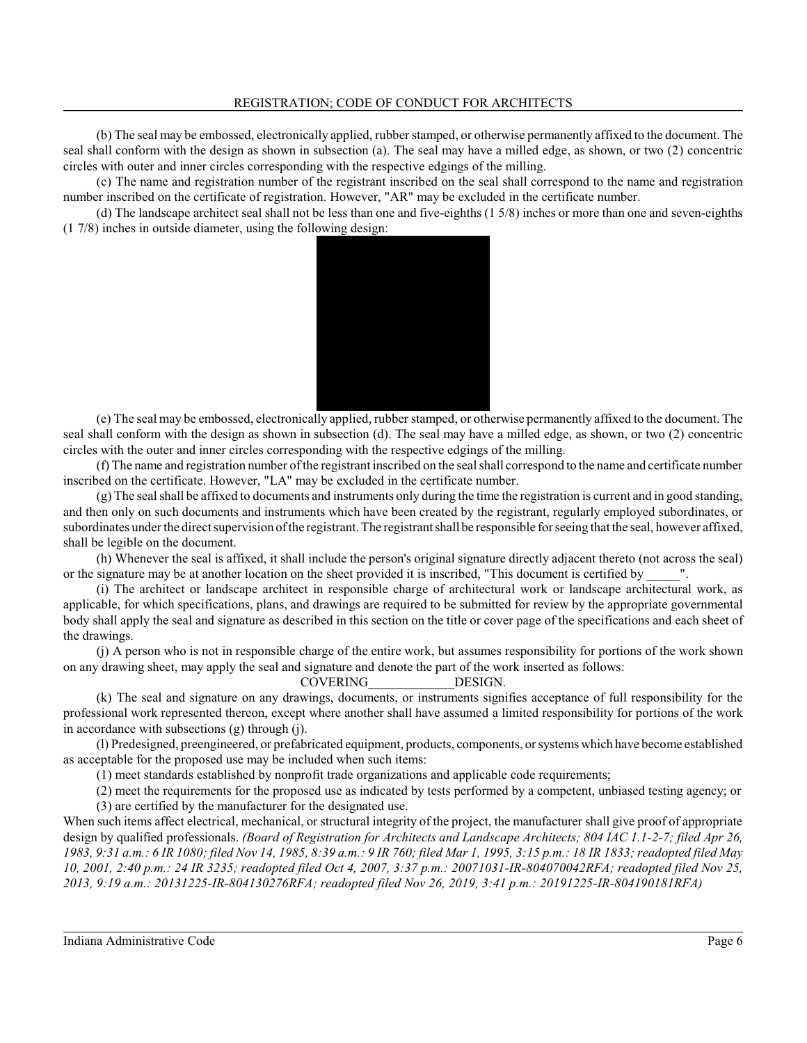(b) The seal may be embossed, electronically applied, rubber stamped, or otherwise permanently affixed to the document. The seal shall conform with the design as shown in subsection (a). The seal may have a milled edge, as shown, or two (2) concentric circles with outer and inner circles corresponding with the respective edgings of the milling.

(c) The name and registration number of the registrant inscribed on the seal shall correspond to the name and registration number inscribed on the certificate of registration. However, "AR" may be excluded in the certificate number.

(d) The landscape architect seal shall not be less than one and five-eighths (1 5/8) inches or more than one and seven-eighths (1 7/8) inches in outside diameter, using the following design:

(e) The seal may be embossed, electronically applied, rubber stamped, or otherwise permanently affixed to the document. The seal shall conform with the design as shown in subsection (d). The seal may have a milled edge, as shown, or two (2) concentric circles with the outer and inner circles corresponding with the respective edgings of the milling.

(f) The name and registration number of the registrant inscribed on the seal shall correspond to the name and certificate number inscribed on the certificate. However, "LA" may be excluded in the certificate number.

(g) The seal shall be affixed to documents and instruments only during the time the registration is current and in good standing, and then only on such documents and instruments which have been created by the registrant, regularly employed subordinates, or subordinates under the direct supervision of the registrant. The registrant shall be responsible for seeing that the seal, however affixed, shall be legible on the document.

(h) Whenever the seal is affixed, it shall include the person's original signature directly adjacent thereto (not across the seal) or the signature may be at another location on the sheet provided it is inscribed, "This document is certified by _____".

(i) The architect or landscape architect in responsible charge of architectural work or landscape architectural work, as applicable, for which specifications, plans, and drawings are required to be submitted for review by the appropriate governmental body shall apply the seal and signature as described in this section on the title or cover page of the specifications and each sheet of the drawings.

(j) A person who is not in responsible charge of the entire work, but assumes responsibility for portions of the work shown on any drawing sheet, may apply the seal and signature and denote the part of the work inserted as follows:

COVERING_____________DESIGN.

(k) The seal and signature on any drawings, documents, or instruments signifies acceptance of full responsibility for the professional work represented thereon, except where another shall have assumed a limited responsibility for portions of the work in accordance with subsections (g) through (j).

(l) Predesigned, preengineered, or prefabricated equipment, products, components, or systems which have become established as acceptable for the proposed use may be included when such items:

(1) meet standards established by nonprofit trade organizations and applicable code requirements;

(2) meet the requirements for the proposed use as indicated by tests performed by a competent, unbiased testing agency; or

(3) are certified by the manufacturer for the designated use.

When such items affect electrical, mechanical, or structural integrity of the project, the manufacturer shall give proof of appropriate design by qualified professionals. *(Board of Registration for Architects and Landscape Architects; 804 IAC 1.1-2-7; filed Apr 26, 1983, 9:31 a.m.: 6 IR 1080; filed Nov 14, 1985, 8:39 a.m.: 9 IR 760; filed Mar 1, 1995, 3:15 p.m.: 18 IR 1833; readopted filed May 10, 2001, 2:40 p.m.: 24 IR 3235; readopted filed Oct 4, 2007, 3:37 p.m.: 20071031-IR-804070042RFA; readopted filed Nov 25, 2013, 9:19 a.m.: 20131225-IR-804130276RFA; readopted filed Nov 26, 2019, 3:41 p.m.: 20191225-IR-804190181RFA)*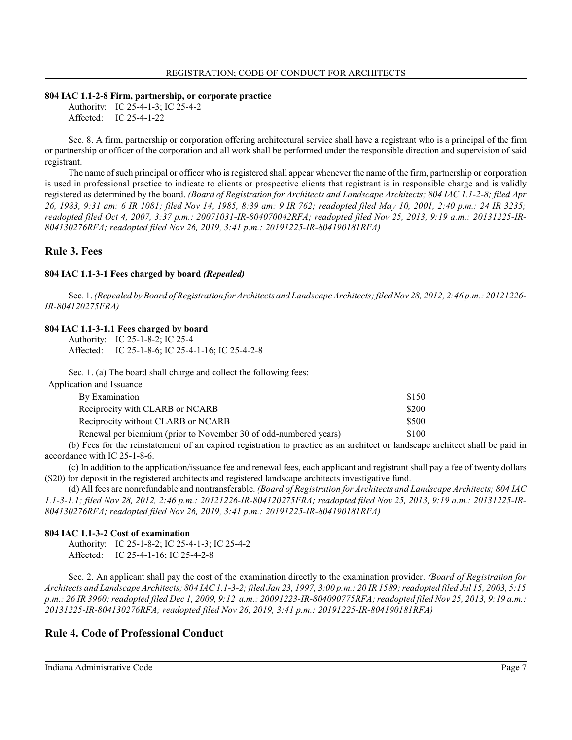**804 IAC 1.1-2-8 Firm, partnership, or corporate practice**

Authority: IC 25-4-1-3; IC 25-4-2
Affected: IC 25-4-1-22

Sec. 8. A firm, partnership or corporation offering architectural service shall have a registrant who is a principal of the firm or partnership or officer of the corporation and all work shall be performed under the responsible direction and supervision of said registrant.

The name of such principal or officer who is registered shall appear whenever the name of the firm, partnership or corporation is used in professional practice to indicate to clients or prospective clients that registrant is in responsible charge and is validly registered as determined by the board. *(Board of Registration for Architects and Landscape Architects; 804 IAC 1.1-2-8; filed Apr 26, 1983, 9:31 am: 6 IR 1081; filed Nov 14, 1985, 8:39 am: 9 IR 762; readopted filed May 10, 2001, 2:40 p.m.: 24 IR 3235; readopted filed Oct 4, 2007, 3:37 p.m.: 20071031-IR-804070042RFA; readopted filed Nov 25, 2013, 9:19 a.m.: 20131225-IR-804130276RFA; readopted filed Nov 26, 2019, 3:41 p.m.: 20191225-IR-804190181RFA)*

## Rule 3. Fees

**804 IAC 1.1-3-1 Fees charged by board *(Repealed)***

Sec. 1. *(Repealed by Board of Registration for Architects and Landscape Architects; filed Nov 28, 2012, 2:46 p.m.: 20121226-IR-804120275FRA)*

**804 IAC 1.1-3-1.1 Fees charged by board**

Authority: IC 25-1-8-2; IC 25-4
Affected: IC 25-1-8-6; IC 25-4-1-16; IC 25-4-2-8

Sec. 1. (a) The board shall charge and collect the following fees:

| Application and Issuance | |
|---|---|
| By Examination | $150 |
| Reciprocity with CLARB or NCARB | $200 |
| Reciprocity without CLARB or NCARB | $500 |
| Renewal per biennium (prior to November 30 of odd-numbered years) | $100 |

(b) Fees for the reinstatement of an expired registration to practice as an architect or landscape architect shall be paid in accordance with IC 25-1-8-6.

(c) In addition to the application/issuance fee and renewal fees, each applicant and registrant shall pay a fee of twenty dollars ($20) for deposit in the registered architects and registered landscape architects investigative fund.

(d) All fees are nonrefundable and nontransferable. *(Board of Registration for Architects and Landscape Architects; 804 IAC 1.1-3-1.1; filed Nov 28, 2012, 2:46 p.m.: 20121226-IR-804120275FRA; readopted filed Nov 25, 2013, 9:19 a.m.: 20131225-IR-804130276RFA; readopted filed Nov 26, 2019, 3:41 p.m.: 20191225-IR-804190181RFA)*

**804 IAC 1.1-3-2 Cost of examination**

Authority: IC 25-1-8-2; IC 25-4-1-3; IC 25-4-2
Affected: IC 25-4-1-16; IC 25-4-2-8

Sec. 2. An applicant shall pay the cost of the examination directly to the examination provider. *(Board of Registration for Architects and Landscape Architects; 804 IAC 1.1-3-2; filed Jan 23, 1997, 3:00 p.m.: 20 IR 1589; readopted filed Jul 15, 2003, 5:15 p.m.: 26 IR 3960; readopted filed Dec 1, 2009, 9:12 a.m.: 20091223-IR-804090775RFA; readopted filed Nov 25, 2013, 9:19 a.m.: 20131225-IR-804130276RFA; readopted filed Nov 26, 2019, 3:41 p.m.: 20191225-IR-804190181RFA)*

## Rule 4. Code of Professional Conduct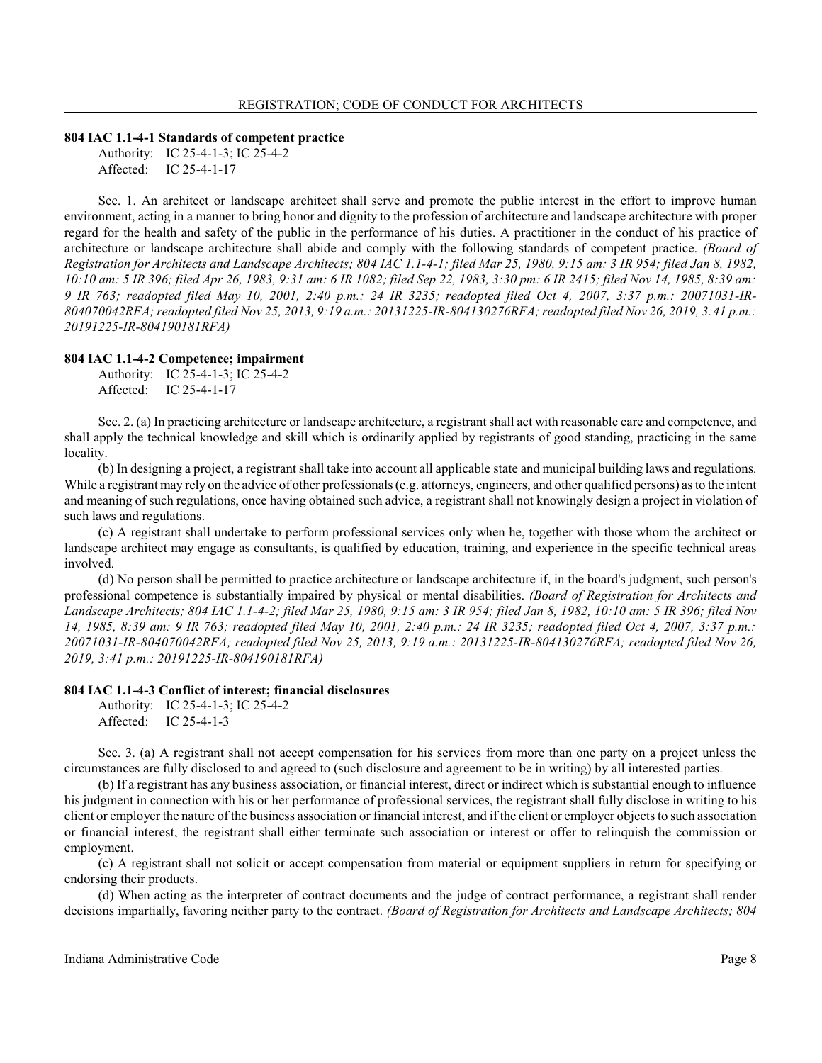**804 IAC 1.1-4-1 Standards of competent practice**

Authority: IC 25-4-1-3; IC 25-4-2
Affected: IC 25-4-1-17

Sec. 1. An architect or landscape architect shall serve and promote the public interest in the effort to improve human environment, acting in a manner to bring honor and dignity to the profession of architecture and landscape architecture with proper regard for the health and safety of the public in the performance of his duties. A practitioner in the conduct of his practice of architecture or landscape architecture shall abide and comply with the following standards of competent practice. *(Board of Registration for Architects and Landscape Architects; 804 IAC 1.1-4-1; filed Mar 25, 1980, 9:15 am: 3 IR 954; filed Jan 8, 1982, 10:10 am: 5 IR 396; filed Apr 26, 1983, 9:31 am: 6 IR 1082; filed Sep 22, 1983, 3:30 pm: 6 IR 2415; filed Nov 14, 1985, 8:39 am: 9 IR 763; readopted filed May 10, 2001, 2:40 p.m.: 24 IR 3235; readopted filed Oct 4, 2007, 3:37 p.m.: 20071031-IR-804070042RFA; readopted filed Nov 25, 2013, 9:19 a.m.: 20131225-IR-804130276RFA; readopted filed Nov 26, 2019, 3:41 p.m.: 20191225-IR-804190181RFA)*

**804 IAC 1.1-4-2 Competence; impairment**

Authority: IC 25-4-1-3; IC 25-4-2
Affected: IC 25-4-1-17

Sec. 2. (a) In practicing architecture or landscape architecture, a registrant shall act with reasonable care and competence, and shall apply the technical knowledge and skill which is ordinarily applied by registrants of good standing, practicing in the same locality.

(b) In designing a project, a registrant shall take into account all applicable state and municipal building laws and regulations. While a registrant may rely on the advice of other professionals (e.g. attorneys, engineers, and other qualified persons) as to the intent and meaning of such regulations, once having obtained such advice, a registrant shall not knowingly design a project in violation of such laws and regulations.

(c) A registrant shall undertake to perform professional services only when he, together with those whom the architect or landscape architect may engage as consultants, is qualified by education, training, and experience in the specific technical areas involved.

(d) No person shall be permitted to practice architecture or landscape architecture if, in the board's judgment, such person's professional competence is substantially impaired by physical or mental disabilities. *(Board of Registration for Architects and Landscape Architects; 804 IAC 1.1-4-2; filed Mar 25, 1980, 9:15 am: 3 IR 954; filed Jan 8, 1982, 10:10 am: 5 IR 396; filed Nov 14, 1985, 8:39 am: 9 IR 763; readopted filed May 10, 2001, 2:40 p.m.: 24 IR 3235; readopted filed Oct 4, 2007, 3:37 p.m.: 20071031-IR-804070042RFA; readopted filed Nov 25, 2013, 9:19 a.m.: 20131225-IR-804130276RFA; readopted filed Nov 26, 2019, 3:41 p.m.: 20191225-IR-804190181RFA)*

**804 IAC 1.1-4-3 Conflict of interest; financial disclosures**

Authority: IC 25-4-1-3; IC 25-4-2
Affected: IC 25-4-1-3

Sec. 3. (a) A registrant shall not accept compensation for his services from more than one party on a project unless the circumstances are fully disclosed to and agreed to (such disclosure and agreement to be in writing) by all interested parties.

(b) If a registrant has any business association, or financial interest, direct or indirect which is substantial enough to influence his judgment in connection with his or her performance of professional services, the registrant shall fully disclose in writing to his client or employer the nature of the business association or financial interest, and if the client or employer objects to such association or financial interest, the registrant shall either terminate such association or interest or offer to relinquish the commission or employment.

(c) A registrant shall not solicit or accept compensation from material or equipment suppliers in return for specifying or endorsing their products.

(d) When acting as the interpreter of contract documents and the judge of contract performance, a registrant shall render decisions impartially, favoring neither party to the contract. *(Board of Registration for Architects and Landscape Architects; 804*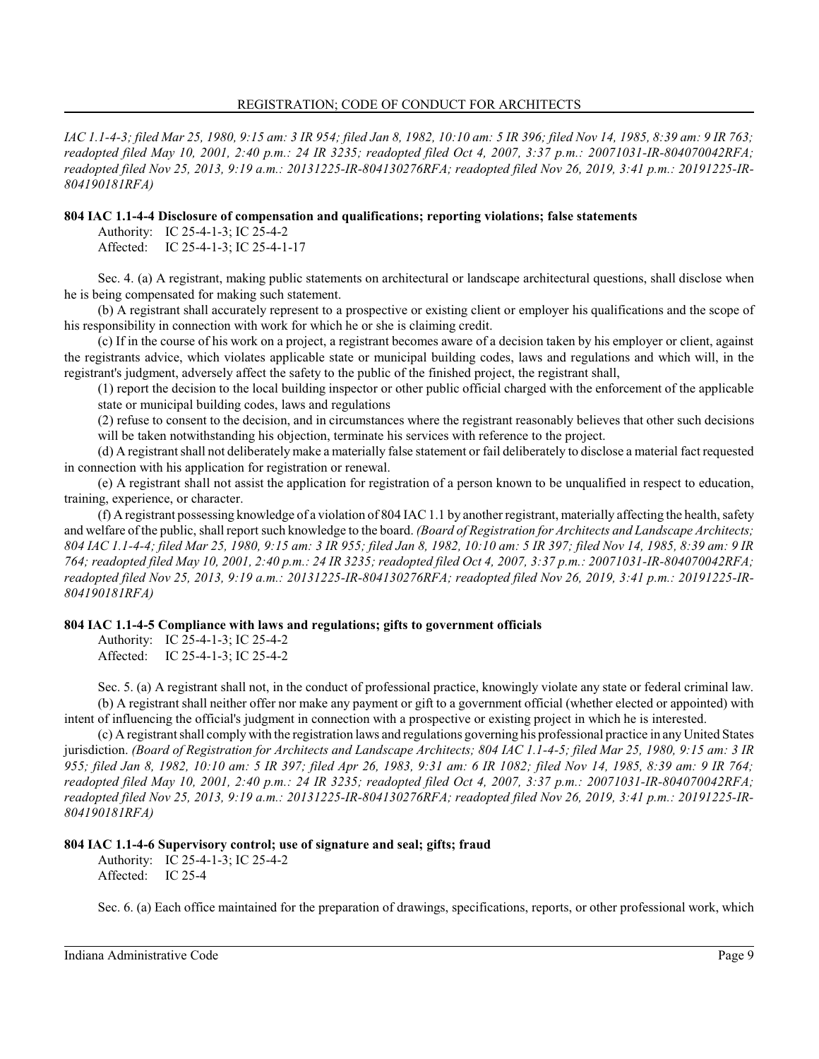*IAC 1.1-4-3; filed Mar 25, 1980, 9:15 am: 3 IR 954; filed Jan 8, 1982, 10:10 am: 5 IR 396; filed Nov 14, 1985, 8:39 am: 9 IR 763; readopted filed May 10, 2001, 2:40 p.m.: 24 IR 3235; readopted filed Oct 4, 2007, 3:37 p.m.: 20071031-IR-804070042RFA; readopted filed Nov 25, 2013, 9:19 a.m.: 20131225-IR-804130276RFA; readopted filed Nov 26, 2019, 3:41 p.m.: 20191225-IR-804190181RFA)*

**804 IAC 1.1-4-4 Disclosure of compensation and qualifications; reporting violations; false statements**

Authority: IC 25-4-1-3; IC 25-4-2
Affected: IC 25-4-1-3; IC 25-4-1-17

Sec. 4. (a) A registrant, making public statements on architectural or landscape architectural questions, shall disclose when he is being compensated for making such statement.

(b) A registrant shall accurately represent to a prospective or existing client or employer his qualifications and the scope of his responsibility in connection with work for which he or she is claiming credit.

(c) If in the course of his work on a project, a registrant becomes aware of a decision taken by his employer or client, against the registrants advice, which violates applicable state or municipal building codes, laws and regulations and which will, in the registrant's judgment, adversely affect the safety to the public of the finished project, the registrant shall,

(1) report the decision to the local building inspector or other public official charged with the enforcement of the applicable state or municipal building codes, laws and regulations

(2) refuse to consent to the decision, and in circumstances where the registrant reasonably believes that other such decisions will be taken notwithstanding his objection, terminate his services with reference to the project.

(d) A registrant shall not deliberately make a materially false statement or fail deliberately to disclose a material fact requested in connection with his application for registration or renewal.

(e) A registrant shall not assist the application for registration of a person known to be unqualified in respect to education, training, experience, or character.

(f) A registrant possessing knowledge of a violation of 804 IAC 1.1 by another registrant, materially affecting the health, safety and welfare of the public, shall report such knowledge to the board. *(Board of Registration for Architects and Landscape Architects; 804 IAC 1.1-4-4; filed Mar 25, 1980, 9:15 am: 3 IR 955; filed Jan 8, 1982, 10:10 am: 5 IR 397; filed Nov 14, 1985, 8:39 am: 9 IR 764; readopted filed May 10, 2001, 2:40 p.m.: 24 IR 3235; readopted filed Oct 4, 2007, 3:37 p.m.: 20071031-IR-804070042RFA; readopted filed Nov 25, 2013, 9:19 a.m.: 20131225-IR-804130276RFA; readopted filed Nov 26, 2019, 3:41 p.m.: 20191225-IR-804190181RFA)*

**804 IAC 1.1-4-5 Compliance with laws and regulations; gifts to government officials**

Authority: IC 25-4-1-3; IC 25-4-2
Affected: IC 25-4-1-3; IC 25-4-2

Sec. 5. (a) A registrant shall not, in the conduct of professional practice, knowingly violate any state or federal criminal law.

(b) A registrant shall neither offer nor make any payment or gift to a government official (whether elected or appointed) with intent of influencing the official's judgment in connection with a prospective or existing project in which he is interested.

(c) A registrant shall comply with the registration laws and regulations governing his professional practice in any United States jurisdiction. *(Board of Registration for Architects and Landscape Architects; 804 IAC 1.1-4-5; filed Mar 25, 1980, 9:15 am: 3 IR 955; filed Jan 8, 1982, 10:10 am: 5 IR 397; filed Apr 26, 1983, 9:31 am: 6 IR 1082; filed Nov 14, 1985, 8:39 am: 9 IR 764; readopted filed May 10, 2001, 2:40 p.m.: 24 IR 3235; readopted filed Oct 4, 2007, 3:37 p.m.: 20071031-IR-804070042RFA; readopted filed Nov 25, 2013, 9:19 a.m.: 20131225-IR-804130276RFA; readopted filed Nov 26, 2019, 3:41 p.m.: 20191225-IR-804190181RFA)*

**804 IAC 1.1-4-6 Supervisory control; use of signature and seal; gifts; fraud**

Authority: IC 25-4-1-3; IC 25-4-2
Affected: IC 25-4

Sec. 6. (a) Each office maintained for the preparation of drawings, specifications, reports, or other professional work, which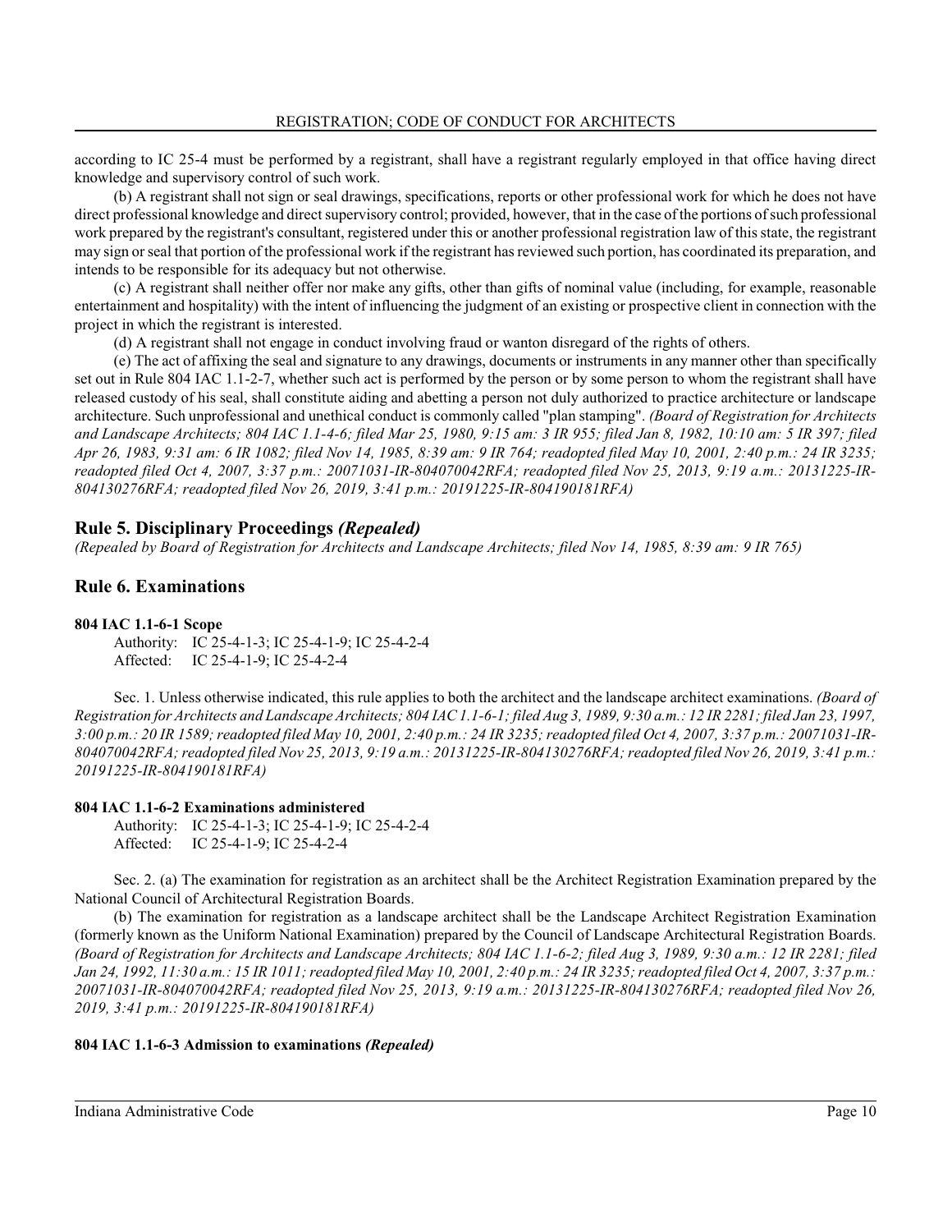according to IC 25-4 must be performed by a registrant, shall have a registrant regularly employed in that office having direct knowledge and supervisory control of such work.

(b) A registrant shall not sign or seal drawings, specifications, reports or other professional work for which he does not have direct professional knowledge and direct supervisory control; provided, however, that in the case of the portions of such professional work prepared by the registrant's consultant, registered under this or another professional registration law of this state, the registrant may sign or seal that portion of the professional work if the registrant has reviewed such portion, has coordinated its preparation, and intends to be responsible for its adequacy but not otherwise.

(c) A registrant shall neither offer nor make any gifts, other than gifts of nominal value (including, for example, reasonable entertainment and hospitality) with the intent of influencing the judgment of an existing or prospective client in connection with the project in which the registrant is interested.

(d) A registrant shall not engage in conduct involving fraud or wanton disregard of the rights of others.

(e) The act of affixing the seal and signature to any drawings, documents or instruments in any manner other than specifically set out in Rule 804 IAC 1.1-2-7, whether such act is performed by the person or by some person to whom the registrant shall have released custody of his seal, shall constitute aiding and abetting a person not duly authorized to practice architecture or landscape architecture. Such unprofessional and unethical conduct is commonly called "plan stamping". *(Board of Registration for Architects and Landscape Architects; 804 IAC 1.1-4-6; filed Mar 25, 1980, 9:15 am: 3 IR 955; filed Jan 8, 1982, 10:10 am: 5 IR 397; filed Apr 26, 1983, 9:31 am: 6 IR 1082; filed Nov 14, 1985, 8:39 am: 9 IR 764; readopted filed May 10, 2001, 2:40 p.m.: 24 IR 3235; readopted filed Oct 4, 2007, 3:37 p.m.: 20071031-IR-804070042RFA; readopted filed Nov 25, 2013, 9:19 a.m.: 20131225-IR-804130276RFA; readopted filed Nov 26, 2019, 3:41 p.m.: 20191225-IR-804190181RFA)*

## Rule 5. Disciplinary Proceedings *(Repealed)*

*(Repealed by Board of Registration for Architects and Landscape Architects; filed Nov 14, 1985, 8:39 am: 9 IR 765)*

## Rule 6. Examinations

**804 IAC 1.1-6-1 Scope**

Authority: IC 25-4-1-3; IC 25-4-1-9; IC 25-4-2-4
Affected: IC 25-4-1-9; IC 25-4-2-4

Sec. 1. Unless otherwise indicated, this rule applies to both the architect and the landscape architect examinations. *(Board of Registration for Architects and Landscape Architects; 804 IAC 1.1-6-1; filed Aug 3, 1989, 9:30 a.m.: 12 IR 2281; filed Jan 23, 1997, 3:00 p.m.: 20 IR 1589; readopted filed May 10, 2001, 2:40 p.m.: 24 IR 3235; readopted filed Oct 4, 2007, 3:37 p.m.: 20071031-IR-804070042RFA; readopted filed Nov 25, 2013, 9:19 a.m.: 20131225-IR-804130276RFA; readopted filed Nov 26, 2019, 3:41 p.m.: 20191225-IR-804190181RFA)*

**804 IAC 1.1-6-2 Examinations administered**

Authority: IC 25-4-1-3; IC 25-4-1-9; IC 25-4-2-4
Affected: IC 25-4-1-9; IC 25-4-2-4

Sec. 2. (a) The examination for registration as an architect shall be the Architect Registration Examination prepared by the National Council of Architectural Registration Boards.

(b) The examination for registration as a landscape architect shall be the Landscape Architect Registration Examination (formerly known as the Uniform National Examination) prepared by the Council of Landscape Architectural Registration Boards. *(Board of Registration for Architects and Landscape Architects; 804 IAC 1.1-6-2; filed Aug 3, 1989, 9:30 a.m.: 12 IR 2281; filed Jan 24, 1992, 11:30 a.m.: 15 IR 1011; readopted filed May 10, 2001, 2:40 p.m.: 24 IR 3235; readopted filed Oct 4, 2007, 3:37 p.m.: 20071031-IR-804070042RFA; readopted filed Nov 25, 2013, 9:19 a.m.: 20131225-IR-804130276RFA; readopted filed Nov 26, 2019, 3:41 p.m.: 20191225-IR-804190181RFA)*

**804 IAC 1.1-6-3 Admission to examinations *(Repealed)***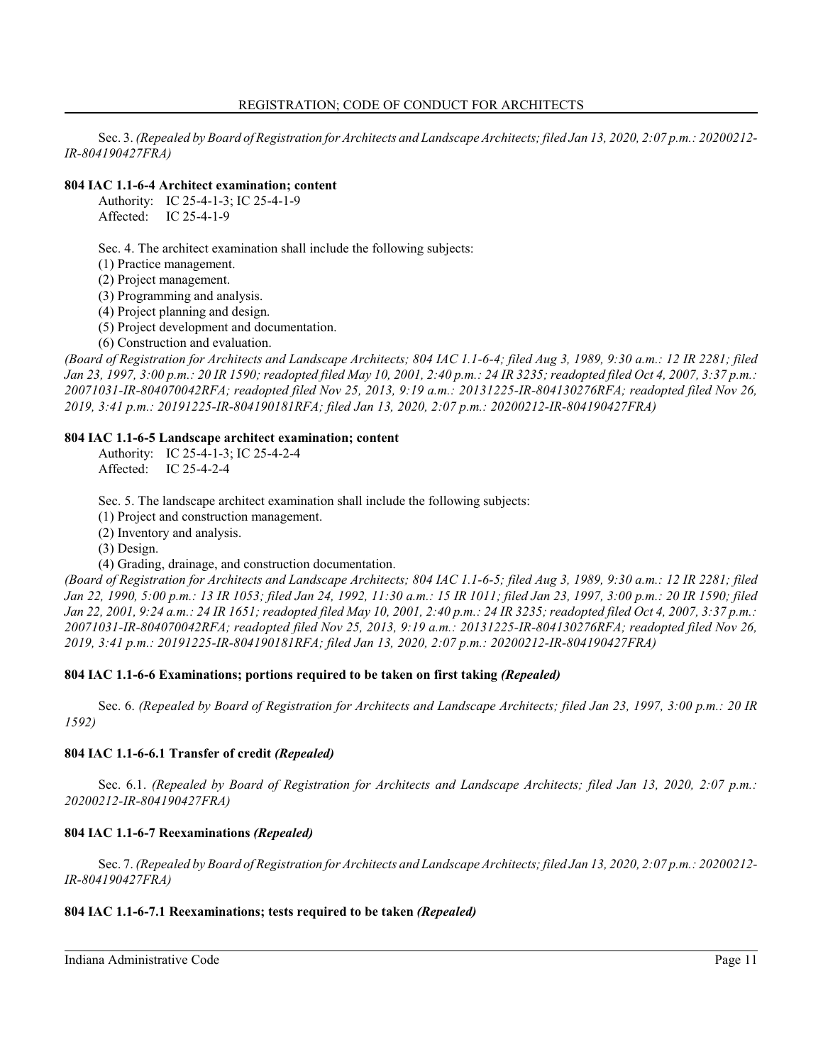Sec. 3. *(Repealed by Board of Registration for Architects and Landscape Architects; filed Jan 13, 2020, 2:07 p.m.: 20200212-IR-804190427FRA)*

**804 IAC 1.1-6-4 Architect examination; content**

Authority: IC 25-4-1-3; IC 25-4-1-9
Affected: IC 25-4-1-9

Sec. 4. The architect examination shall include the following subjects:
(1) Practice management.
(2) Project management.
(3) Programming and analysis.
(4) Project planning and design.
(5) Project development and documentation.
(6) Construction and evaluation.

*(Board of Registration for Architects and Landscape Architects; 804 IAC 1.1-6-4; filed Aug 3, 1989, 9:30 a.m.: 12 IR 2281; filed Jan 23, 1997, 3:00 p.m.: 20 IR 1590; readopted filed May 10, 2001, 2:40 p.m.: 24 IR 3235; readopted filed Oct 4, 2007, 3:37 p.m.: 20071031-IR-804070042RFA; readopted filed Nov 25, 2013, 9:19 a.m.: 20131225-IR-804130276RFA; readopted filed Nov 26, 2019, 3:41 p.m.: 20191225-IR-804190181RFA; filed Jan 13, 2020, 2:07 p.m.: 20200212-IR-804190427FRA)*

**804 IAC 1.1-6-5 Landscape architect examination; content**

Authority: IC 25-4-1-3; IC 25-4-2-4
Affected: IC 25-4-2-4

Sec. 5. The landscape architect examination shall include the following subjects:
(1) Project and construction management.
(2) Inventory and analysis.
(3) Design.
(4) Grading, drainage, and construction documentation.

*(Board of Registration for Architects and Landscape Architects; 804 IAC 1.1-6-5; filed Aug 3, 1989, 9:30 a.m.: 12 IR 2281; filed Jan 22, 1990, 5:00 p.m.: 13 IR 1053; filed Jan 24, 1992, 11:30 a.m.: 15 IR 1011; filed Jan 23, 1997, 3:00 p.m.: 20 IR 1590; filed Jan 22, 2001, 9:24 a.m.: 24 IR 1651; readopted filed May 10, 2001, 2:40 p.m.: 24 IR 3235; readopted filed Oct 4, 2007, 3:37 p.m.: 20071031-IR-804070042RFA; readopted filed Nov 25, 2013, 9:19 a.m.: 20131225-IR-804130276RFA; readopted filed Nov 26, 2019, 3:41 p.m.: 20191225-IR-804190181RFA; filed Jan 13, 2020, 2:07 p.m.: 20200212-IR-804190427FRA)*

**804 IAC 1.1-6-6 Examinations; portions required to be taken on first taking *(Repealed)***

Sec. 6. *(Repealed by Board of Registration for Architects and Landscape Architects; filed Jan 23, 1997, 3:00 p.m.: 20 IR 1592)*

**804 IAC 1.1-6-6.1 Transfer of credit *(Repealed)***

Sec. 6.1. *(Repealed by Board of Registration for Architects and Landscape Architects; filed Jan 13, 2020, 2:07 p.m.: 20200212-IR-804190427FRA)*

**804 IAC 1.1-6-7 Reexaminations *(Repealed)***

Sec. 7. *(Repealed by Board of Registration for Architects and Landscape Architects; filed Jan 13, 2020, 2:07 p.m.: 20200212-IR-804190427FRA)*

**804 IAC 1.1-6-7.1 Reexaminations; tests required to be taken *(Repealed)***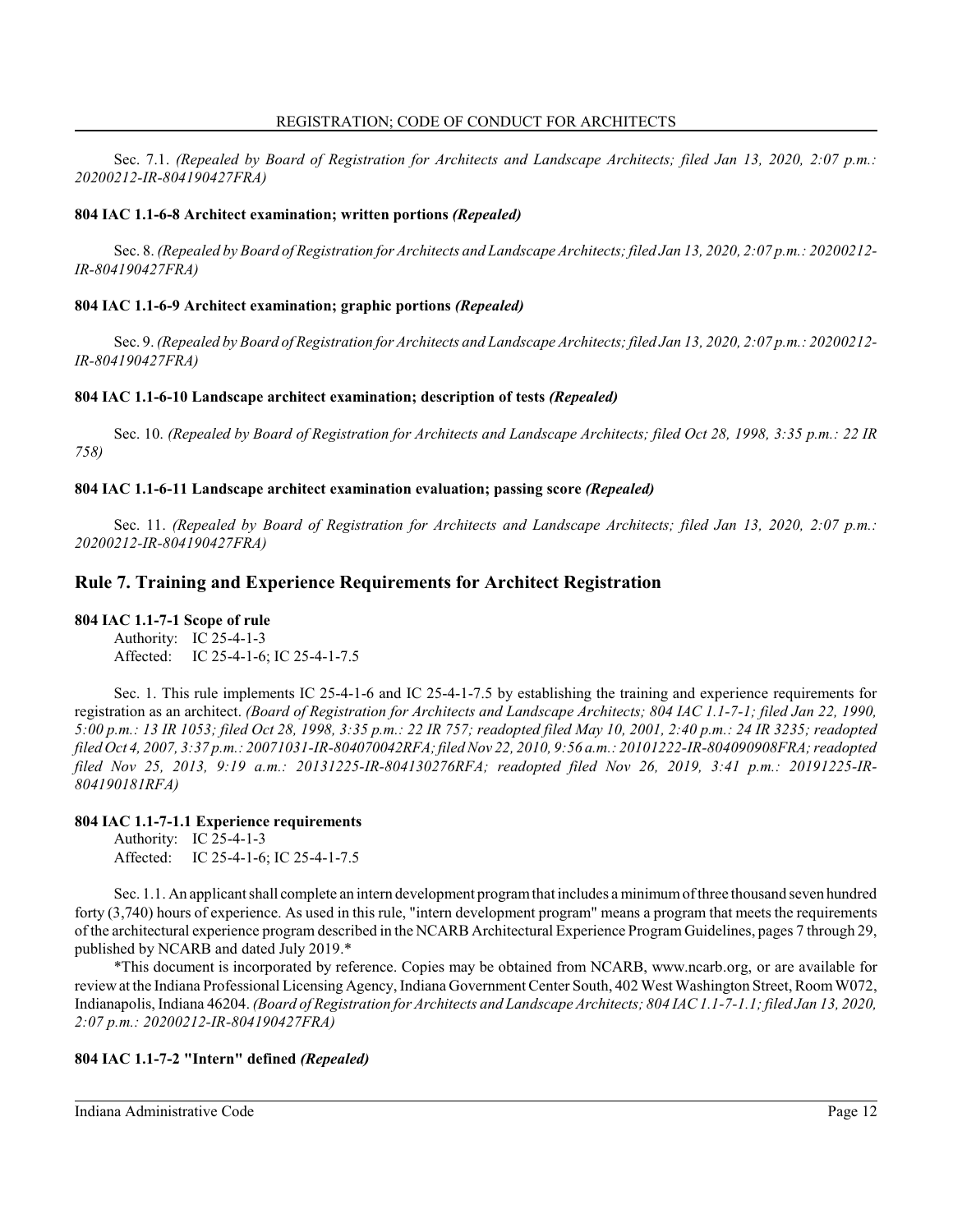Sec. 7.1. *(Repealed by Board of Registration for Architects and Landscape Architects; filed Jan 13, 2020, 2:07 p.m.: 20200212-IR-804190427FRA)*

**804 IAC 1.1-6-8 Architect examination; written portions *(Repealed)***

Sec. 8. *(Repealed by Board of Registration for Architects and Landscape Architects; filed Jan 13, 2020, 2:07 p.m.: 20200212-IR-804190427FRA)*

**804 IAC 1.1-6-9 Architect examination; graphic portions *(Repealed)***

Sec. 9. *(Repealed by Board of Registration for Architects and Landscape Architects; filed Jan 13, 2020, 2:07 p.m.: 20200212-IR-804190427FRA)*

**804 IAC 1.1-6-10 Landscape architect examination; description of tests *(Repealed)***

Sec. 10. *(Repealed by Board of Registration for Architects and Landscape Architects; filed Oct 28, 1998, 3:35 p.m.: 22 IR 758)*

**804 IAC 1.1-6-11 Landscape architect examination evaluation; passing score *(Repealed)***

Sec. 11. *(Repealed by Board of Registration for Architects and Landscape Architects; filed Jan 13, 2020, 2:07 p.m.: 20200212-IR-804190427FRA)*

## Rule 7. Training and Experience Requirements for Architect Registration

**804 IAC 1.1-7-1 Scope of rule**

Authority: IC 25-4-1-3
Affected: IC 25-4-1-6; IC 25-4-1-7.5

Sec. 1. This rule implements IC 25-4-1-6 and IC 25-4-1-7.5 by establishing the training and experience requirements for registration as an architect. *(Board of Registration for Architects and Landscape Architects; 804 IAC 1.1-7-1; filed Jan 22, 1990, 5:00 p.m.: 13 IR 1053; filed Oct 28, 1998, 3:35 p.m.: 22 IR 757; readopted filed May 10, 2001, 2:40 p.m.: 24 IR 3235; readopted filed Oct 4, 2007, 3:37 p.m.: 20071031-IR-804070042RFA; filed Nov 22, 2010, 9:56 a.m.: 20101222-IR-804090908FRA; readopted filed Nov 25, 2013, 9:19 a.m.: 20131225-IR-804130276RFA; readopted filed Nov 26, 2019, 3:41 p.m.: 20191225-IR-804190181RFA)*

**804 IAC 1.1-7-1.1 Experience requirements**

Authority: IC 25-4-1-3
Affected: IC 25-4-1-6; IC 25-4-1-7.5

Sec. 1.1. An applicant shall complete an intern development program that includes a minimum of three thousand seven hundred forty (3,740) hours of experience. As used in this rule, "intern development program" means a program that meets the requirements of the architectural experience program described in the NCARB Architectural Experience Program Guidelines, pages 7 through 29, published by NCARB and dated July 2019.*

*This document is incorporated by reference. Copies may be obtained from NCARB, www.ncarb.org, or are available for review at the Indiana Professional Licensing Agency, Indiana Government Center South, 402 West Washington Street, Room W072, Indianapolis, Indiana 46204. *(Board of Registration for Architects and Landscape Architects; 804 IAC 1.1-7-1.1; filed Jan 13, 2020, 2:07 p.m.: 20200212-IR-804190427FRA)*

**804 IAC 1.1-7-2 "Intern" defined *(Repealed)***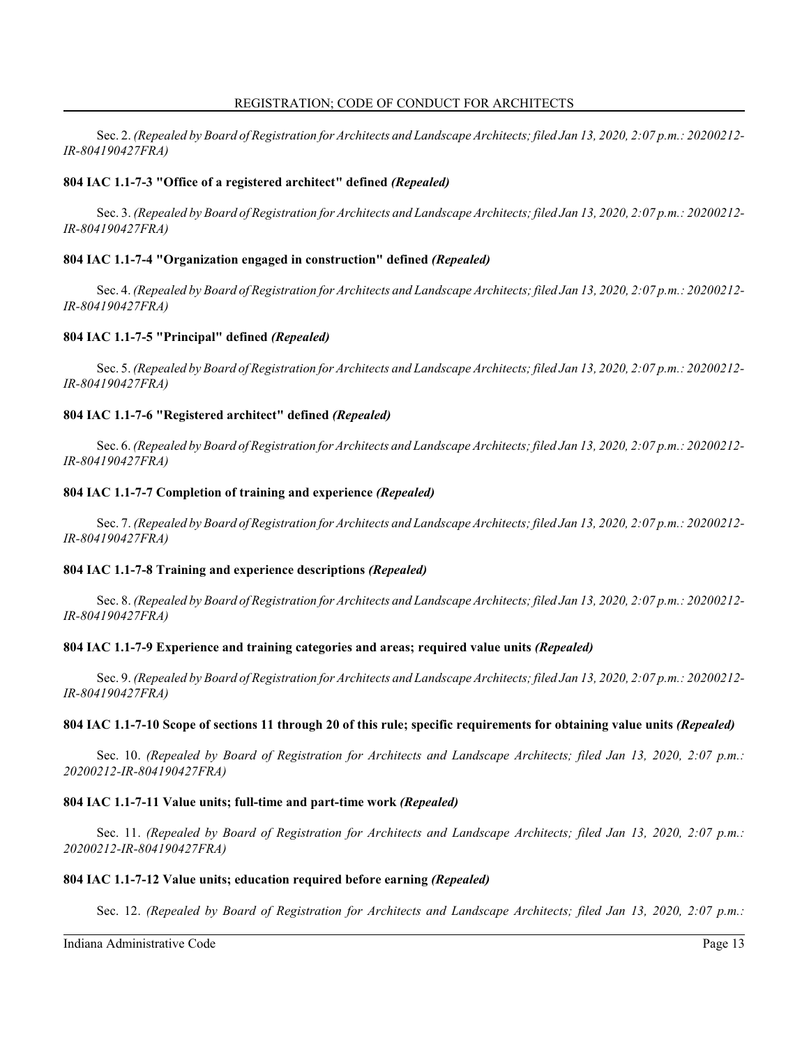Sec. 2. *(Repealed by Board of Registration for Architects and Landscape Architects; filed Jan 13, 2020, 2:07 p.m.: 20200212-IR-804190427FRA)*

**804 IAC 1.1-7-3 "Office of a registered architect" defined *(Repealed)***

Sec. 3. *(Repealed by Board of Registration for Architects and Landscape Architects; filed Jan 13, 2020, 2:07 p.m.: 20200212-IR-804190427FRA)*

**804 IAC 1.1-7-4 "Organization engaged in construction" defined *(Repealed)***

Sec. 4. *(Repealed by Board of Registration for Architects and Landscape Architects; filed Jan 13, 2020, 2:07 p.m.: 20200212-IR-804190427FRA)*

**804 IAC 1.1-7-5 "Principal" defined *(Repealed)***

Sec. 5. *(Repealed by Board of Registration for Architects and Landscape Architects; filed Jan 13, 2020, 2:07 p.m.: 20200212-IR-804190427FRA)*

**804 IAC 1.1-7-6 "Registered architect" defined *(Repealed)***

Sec. 6. *(Repealed by Board of Registration for Architects and Landscape Architects; filed Jan 13, 2020, 2:07 p.m.: 20200212-IR-804190427FRA)*

**804 IAC 1.1-7-7 Completion of training and experience *(Repealed)***

Sec. 7. *(Repealed by Board of Registration for Architects and Landscape Architects; filed Jan 13, 2020, 2:07 p.m.: 20200212-IR-804190427FRA)*

**804 IAC 1.1-7-8 Training and experience descriptions *(Repealed)***

Sec. 8. *(Repealed by Board of Registration for Architects and Landscape Architects; filed Jan 13, 2020, 2:07 p.m.: 20200212-IR-804190427FRA)*

**804 IAC 1.1-7-9 Experience and training categories and areas; required value units *(Repealed)***

Sec. 9. *(Repealed by Board of Registration for Architects and Landscape Architects; filed Jan 13, 2020, 2:07 p.m.: 20200212-IR-804190427FRA)*

**804 IAC 1.1-7-10 Scope of sections 11 through 20 of this rule; specific requirements for obtaining value units *(Repealed)***

Sec. 10. *(Repealed by Board of Registration for Architects and Landscape Architects; filed Jan 13, 2020, 2:07 p.m.: 20200212-IR-804190427FRA)*

**804 IAC 1.1-7-11 Value units; full-time and part-time work *(Repealed)***

Sec. 11. *(Repealed by Board of Registration for Architects and Landscape Architects; filed Jan 13, 2020, 2:07 p.m.: 20200212-IR-804190427FRA)*

**804 IAC 1.1-7-12 Value units; education required before earning *(Repealed)***

Sec. 12. *(Repealed by Board of Registration for Architects and Landscape Architects; filed Jan 13, 2020, 2:07 p.m.:*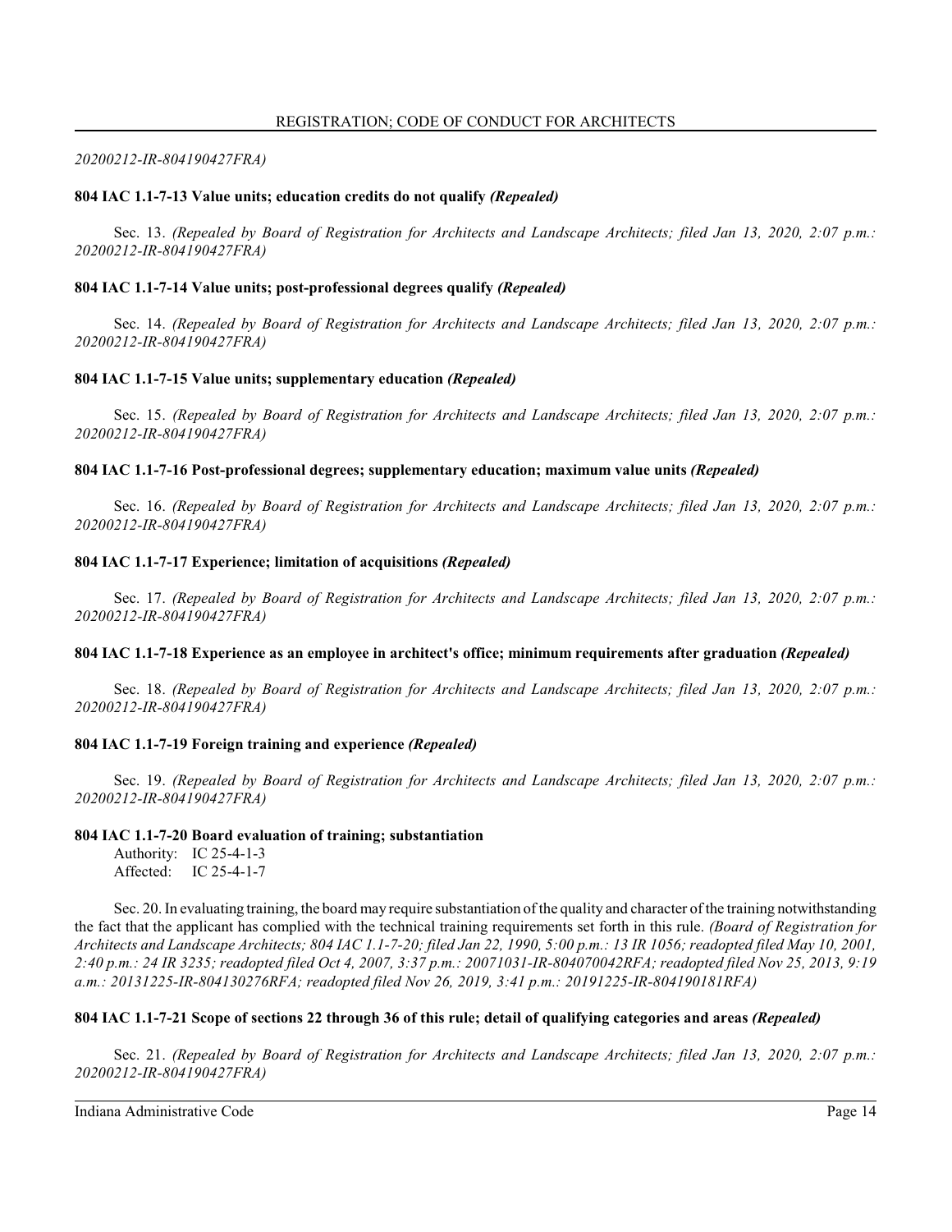*20200212-IR-804190427FRA)*

**804 IAC 1.1-7-13 Value units; education credits do not qualify *(Repealed)***

Sec. 13. *(Repealed by Board of Registration for Architects and Landscape Architects; filed Jan 13, 2020, 2:07 p.m.: 20200212-IR-804190427FRA)*

**804 IAC 1.1-7-14 Value units; post-professional degrees qualify *(Repealed)***

Sec. 14. *(Repealed by Board of Registration for Architects and Landscape Architects; filed Jan 13, 2020, 2:07 p.m.: 20200212-IR-804190427FRA)*

**804 IAC 1.1-7-15 Value units; supplementary education *(Repealed)***

Sec. 15. *(Repealed by Board of Registration for Architects and Landscape Architects; filed Jan 13, 2020, 2:07 p.m.: 20200212-IR-804190427FRA)*

**804 IAC 1.1-7-16 Post-professional degrees; supplementary education; maximum value units *(Repealed)***

Sec. 16. *(Repealed by Board of Registration for Architects and Landscape Architects; filed Jan 13, 2020, 2:07 p.m.: 20200212-IR-804190427FRA)*

**804 IAC 1.1-7-17 Experience; limitation of acquisitions *(Repealed)***

Sec. 17. *(Repealed by Board of Registration for Architects and Landscape Architects; filed Jan 13, 2020, 2:07 p.m.: 20200212-IR-804190427FRA)*

**804 IAC 1.1-7-18 Experience as an employee in architect's office; minimum requirements after graduation *(Repealed)***

Sec. 18. *(Repealed by Board of Registration for Architects and Landscape Architects; filed Jan 13, 2020, 2:07 p.m.: 20200212-IR-804190427FRA)*

**804 IAC 1.1-7-19 Foreign training and experience *(Repealed)***

Sec. 19. *(Repealed by Board of Registration for Architects and Landscape Architects; filed Jan 13, 2020, 2:07 p.m.: 20200212-IR-804190427FRA)*

**804 IAC 1.1-7-20 Board evaluation of training; substantiation**

Authority: IC 25-4-1-3
Affected: IC 25-4-1-7

Sec. 20. In evaluating training, the board may require substantiation of the quality and character of the training notwithstanding the fact that the applicant has complied with the technical training requirements set forth in this rule. *(Board of Registration for Architects and Landscape Architects; 804 IAC 1.1-7-20; filed Jan 22, 1990, 5:00 p.m.: 13 IR 1056; readopted filed May 10, 2001, 2:40 p.m.: 24 IR 3235; readopted filed Oct 4, 2007, 3:37 p.m.: 20071031-IR-804070042RFA; readopted filed Nov 25, 2013, 9:19 a.m.: 20131225-IR-804130276RFA; readopted filed Nov 26, 2019, 3:41 p.m.: 20191225-IR-804190181RFA)*

**804 IAC 1.1-7-21 Scope of sections 22 through 36 of this rule; detail of qualifying categories and areas *(Repealed)***

Sec. 21. *(Repealed by Board of Registration for Architects and Landscape Architects; filed Jan 13, 2020, 2:07 p.m.: 20200212-IR-804190427FRA)*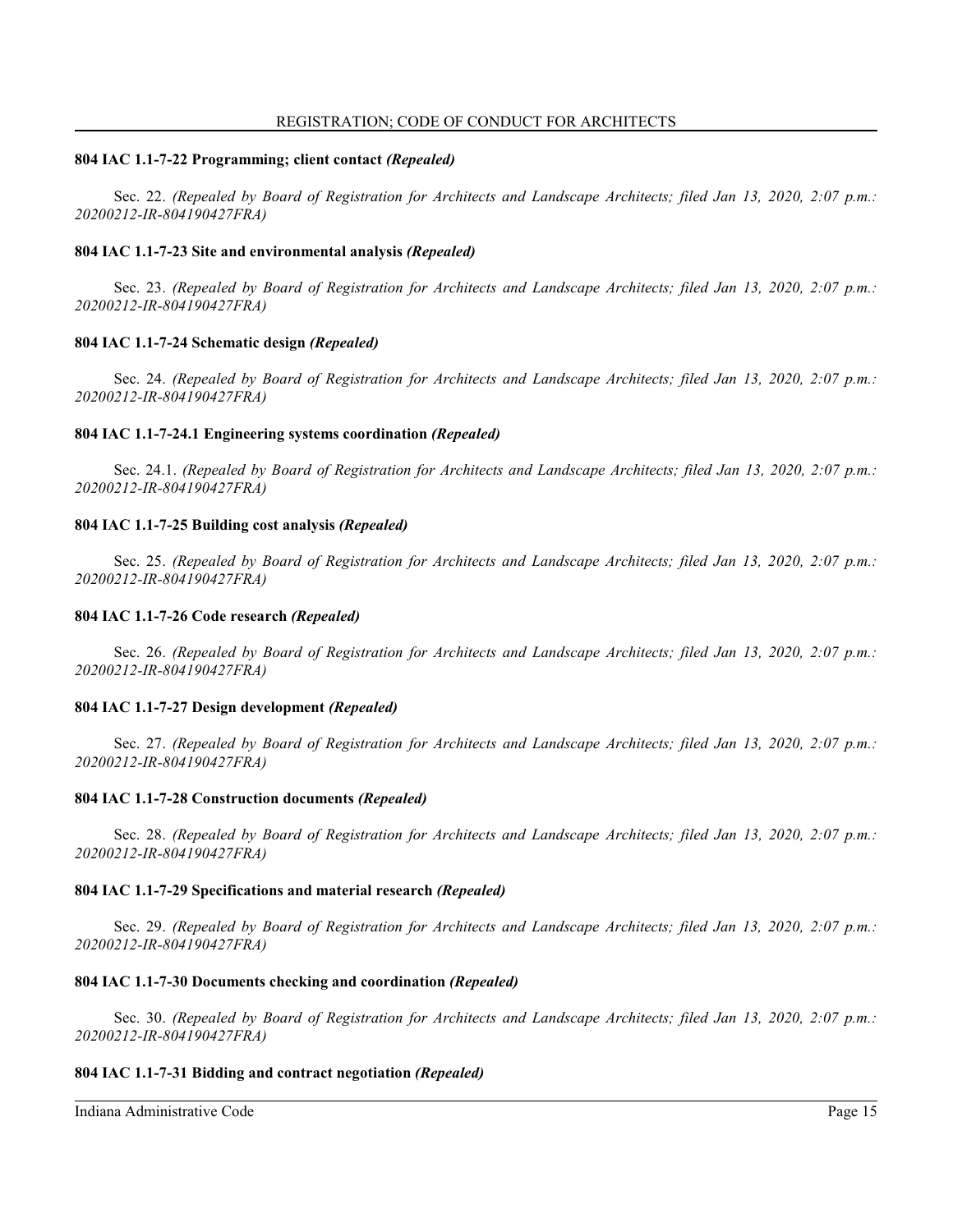**804 IAC 1.1-7-22 Programming; client contact *(Repealed)***

Sec. 22. *(Repealed by Board of Registration for Architects and Landscape Architects; filed Jan 13, 2020, 2:07 p.m.: 20200212-IR-804190427FRA)*

**804 IAC 1.1-7-23 Site and environmental analysis *(Repealed)***

Sec. 23. *(Repealed by Board of Registration for Architects and Landscape Architects; filed Jan 13, 2020, 2:07 p.m.: 20200212-IR-804190427FRA)*

**804 IAC 1.1-7-24 Schematic design *(Repealed)***

Sec. 24. *(Repealed by Board of Registration for Architects and Landscape Architects; filed Jan 13, 2020, 2:07 p.m.: 20200212-IR-804190427FRA)*

**804 IAC 1.1-7-24.1 Engineering systems coordination *(Repealed)***

Sec. 24.1. *(Repealed by Board of Registration for Architects and Landscape Architects; filed Jan 13, 2020, 2:07 p.m.: 20200212-IR-804190427FRA)*

**804 IAC 1.1-7-25 Building cost analysis *(Repealed)***

Sec. 25. *(Repealed by Board of Registration for Architects and Landscape Architects; filed Jan 13, 2020, 2:07 p.m.: 20200212-IR-804190427FRA)*

**804 IAC 1.1-7-26 Code research *(Repealed)***

Sec. 26. *(Repealed by Board of Registration for Architects and Landscape Architects; filed Jan 13, 2020, 2:07 p.m.: 20200212-IR-804190427FRA)*

**804 IAC 1.1-7-27 Design development *(Repealed)***

Sec. 27. *(Repealed by Board of Registration for Architects and Landscape Architects; filed Jan 13, 2020, 2:07 p.m.: 20200212-IR-804190427FRA)*

**804 IAC 1.1-7-28 Construction documents *(Repealed)***

Sec. 28. *(Repealed by Board of Registration for Architects and Landscape Architects; filed Jan 13, 2020, 2:07 p.m.: 20200212-IR-804190427FRA)*

**804 IAC 1.1-7-29 Specifications and material research *(Repealed)***

Sec. 29. *(Repealed by Board of Registration for Architects and Landscape Architects; filed Jan 13, 2020, 2:07 p.m.: 20200212-IR-804190427FRA)*

**804 IAC 1.1-7-30 Documents checking and coordination *(Repealed)***

Sec. 30. *(Repealed by Board of Registration for Architects and Landscape Architects; filed Jan 13, 2020, 2:07 p.m.: 20200212-IR-804190427FRA)*

**804 IAC 1.1-7-31 Bidding and contract negotiation *(Repealed)***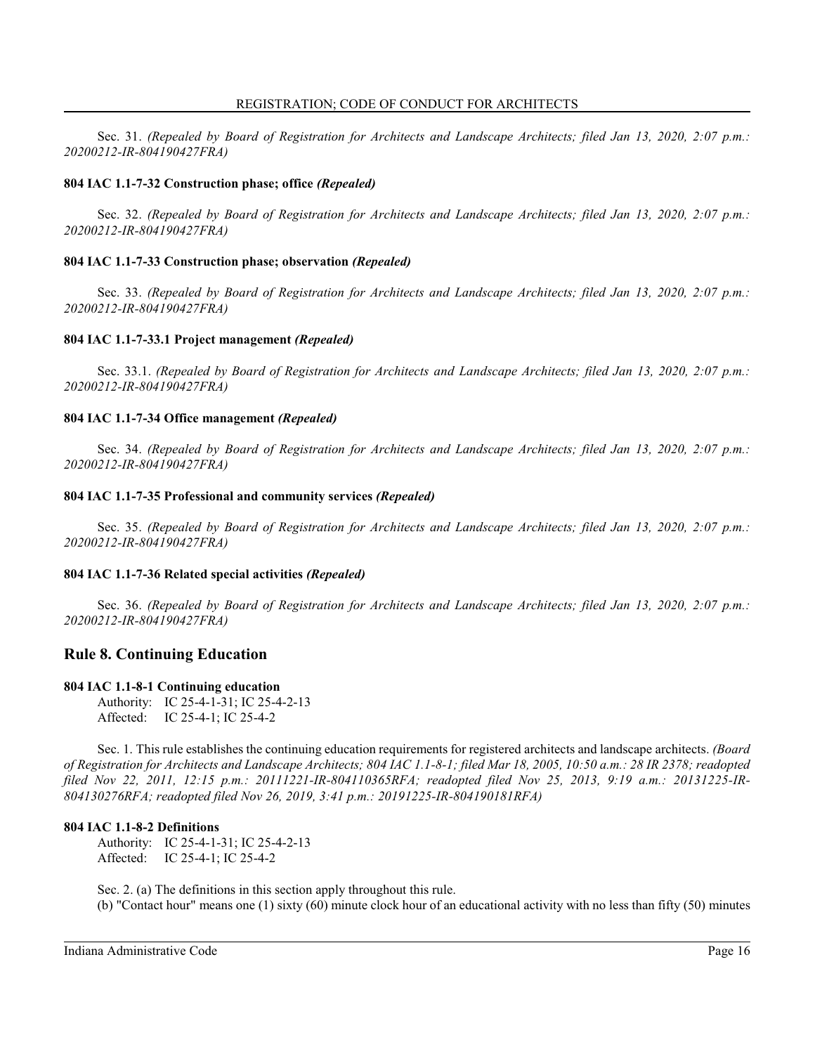Sec. 31. *(Repealed by Board of Registration for Architects and Landscape Architects; filed Jan 13, 2020, 2:07 p.m.: 20200212-IR-804190427FRA)*

**804 IAC 1.1-7-32 Construction phase; office *(Repealed)***

Sec. 32. *(Repealed by Board of Registration for Architects and Landscape Architects; filed Jan 13, 2020, 2:07 p.m.: 20200212-IR-804190427FRA)*

**804 IAC 1.1-7-33 Construction phase; observation *(Repealed)***

Sec. 33. *(Repealed by Board of Registration for Architects and Landscape Architects; filed Jan 13, 2020, 2:07 p.m.: 20200212-IR-804190427FRA)*

**804 IAC 1.1-7-33.1 Project management *(Repealed)***

Sec. 33.1. *(Repealed by Board of Registration for Architects and Landscape Architects; filed Jan 13, 2020, 2:07 p.m.: 20200212-IR-804190427FRA)*

**804 IAC 1.1-7-34 Office management *(Repealed)***

Sec. 34. *(Repealed by Board of Registration for Architects and Landscape Architects; filed Jan 13, 2020, 2:07 p.m.: 20200212-IR-804190427FRA)*

**804 IAC 1.1-7-35 Professional and community services *(Repealed)***

Sec. 35. *(Repealed by Board of Registration for Architects and Landscape Architects; filed Jan 13, 2020, 2:07 p.m.: 20200212-IR-804190427FRA)*

**804 IAC 1.1-7-36 Related special activities *(Repealed)***

Sec. 36. *(Repealed by Board of Registration for Architects and Landscape Architects; filed Jan 13, 2020, 2:07 p.m.: 20200212-IR-804190427FRA)*

## Rule 8. Continuing Education

**804 IAC 1.1-8-1 Continuing education**

Authority: IC 25-4-1-31; IC 25-4-2-13
Affected: IC 25-4-1; IC 25-4-2

Sec. 1. This rule establishes the continuing education requirements for registered architects and landscape architects. *(Board of Registration for Architects and Landscape Architects; 804 IAC 1.1-8-1; filed Mar 18, 2005, 10:50 a.m.: 28 IR 2378; readopted filed Nov 22, 2011, 12:15 p.m.: 20111221-IR-804110365RFA; readopted filed Nov 25, 2013, 9:19 a.m.: 20131225-IR-804130276RFA; readopted filed Nov 26, 2019, 3:41 p.m.: 20191225-IR-804190181RFA)*

**804 IAC 1.1-8-2 Definitions**

Authority: IC 25-4-1-31; IC 25-4-2-13
Affected: IC 25-4-1; IC 25-4-2

Sec. 2. (a) The definitions in this section apply throughout this rule.

(b) "Contact hour" means one (1) sixty (60) minute clock hour of an educational activity with no less than fifty (50) minutes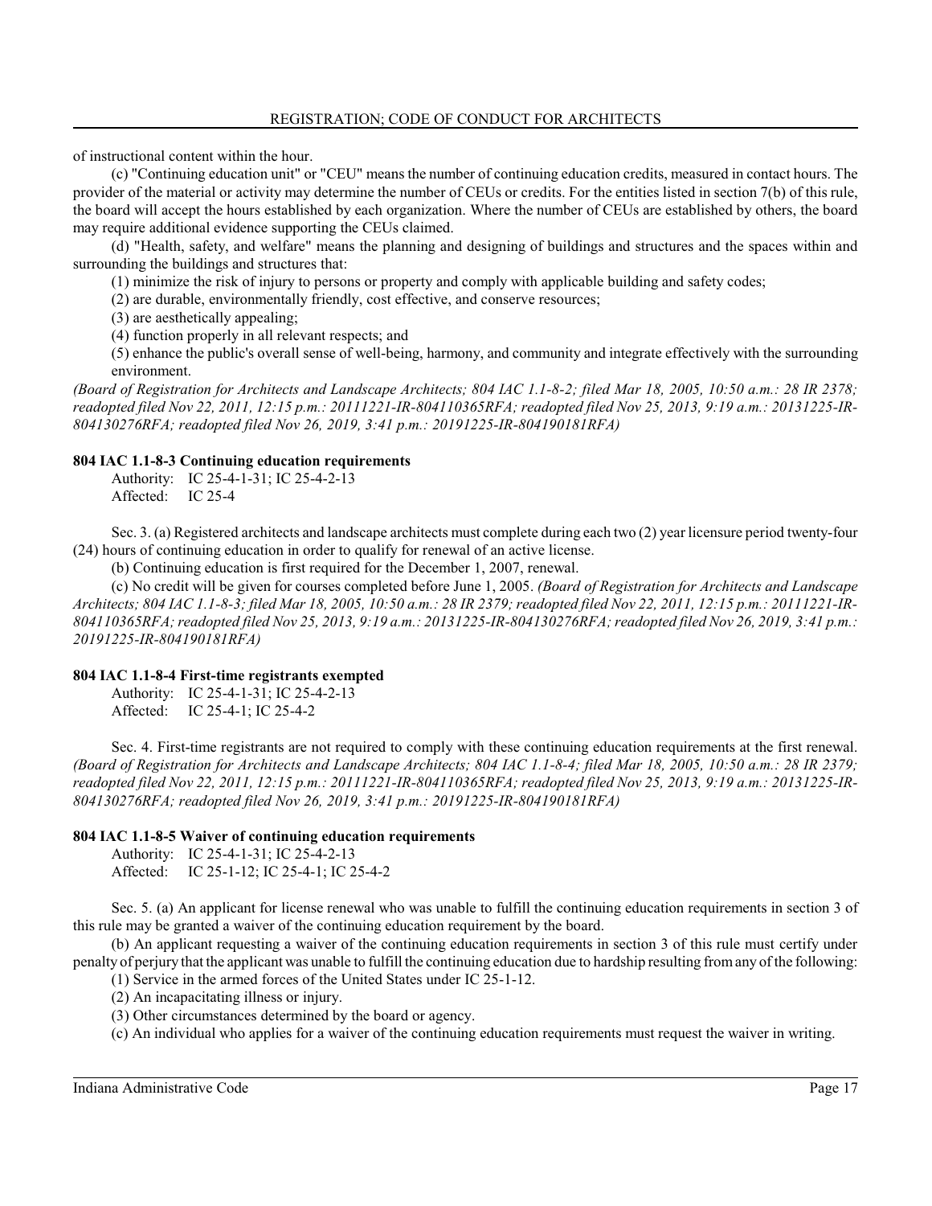of instructional content within the hour.

(c) "Continuing education unit" or "CEU" means the number of continuing education credits, measured in contact hours. The provider of the material or activity may determine the number of CEUs or credits. For the entities listed in section 7(b) of this rule, the board will accept the hours established by each organization. Where the number of CEUs are established by others, the board may require additional evidence supporting the CEUs claimed.

(d) "Health, safety, and welfare" means the planning and designing of buildings and structures and the spaces within and surrounding the buildings and structures that:

(1) minimize the risk of injury to persons or property and comply with applicable building and safety codes;

(2) are durable, environmentally friendly, cost effective, and conserve resources;

(3) are aesthetically appealing;

(4) function properly in all relevant respects; and

(5) enhance the public's overall sense of well-being, harmony, and community and integrate effectively with the surrounding environment.

*(Board of Registration for Architects and Landscape Architects; 804 IAC 1.1-8-2; filed Mar 18, 2005, 10:50 a.m.: 28 IR 2378; readopted filed Nov 22, 2011, 12:15 p.m.: 20111221-IR-804110365RFA; readopted filed Nov 25, 2013, 9:19 a.m.: 20131225-IR-804130276RFA; readopted filed Nov 26, 2019, 3:41 p.m.: 20191225-IR-804190181RFA)*

**804 IAC 1.1-8-3 Continuing education requirements**

Authority: IC 25-4-1-31; IC 25-4-2-13
Affected: IC 25-4

Sec. 3. (a) Registered architects and landscape architects must complete during each two (2) year licensure period twenty-four (24) hours of continuing education in order to qualify for renewal of an active license.

(b) Continuing education is first required for the December 1, 2007, renewal.

(c) No credit will be given for courses completed before June 1, 2005. *(Board of Registration for Architects and Landscape Architects; 804 IAC 1.1-8-3; filed Mar 18, 2005, 10:50 a.m.: 28 IR 2379; readopted filed Nov 22, 2011, 12:15 p.m.: 20111221-IR-804110365RFA; readopted filed Nov 25, 2013, 9:19 a.m.: 20131225-IR-804130276RFA; readopted filed Nov 26, 2019, 3:41 p.m.: 20191225-IR-804190181RFA)*

**804 IAC 1.1-8-4 First-time registrants exempted**

Authority: IC 25-4-1-31; IC 25-4-2-13
Affected: IC 25-4-1; IC 25-4-2

Sec. 4. First-time registrants are not required to comply with these continuing education requirements at the first renewal. *(Board of Registration for Architects and Landscape Architects; 804 IAC 1.1-8-4; filed Mar 18, 2005, 10:50 a.m.: 28 IR 2379; readopted filed Nov 22, 2011, 12:15 p.m.: 20111221-IR-804110365RFA; readopted filed Nov 25, 2013, 9:19 a.m.: 20131225-IR-804130276RFA; readopted filed Nov 26, 2019, 3:41 p.m.: 20191225-IR-804190181RFA)*

**804 IAC 1.1-8-5 Waiver of continuing education requirements**

Authority: IC 25-4-1-31; IC 25-4-2-13
Affected: IC 25-1-12; IC 25-4-1; IC 25-4-2

Sec. 5. (a) An applicant for license renewal who was unable to fulfill the continuing education requirements in section 3 of this rule may be granted a waiver of the continuing education requirement by the board.

(b) An applicant requesting a waiver of the continuing education requirements in section 3 of this rule must certify under penalty of perjury that the applicant was unable to fulfill the continuing education due to hardship resulting from any of the following:

(1) Service in the armed forces of the United States under IC 25-1-12.

(2) An incapacitating illness or injury.

(3) Other circumstances determined by the board or agency.

(c) An individual who applies for a waiver of the continuing education requirements must request the waiver in writing.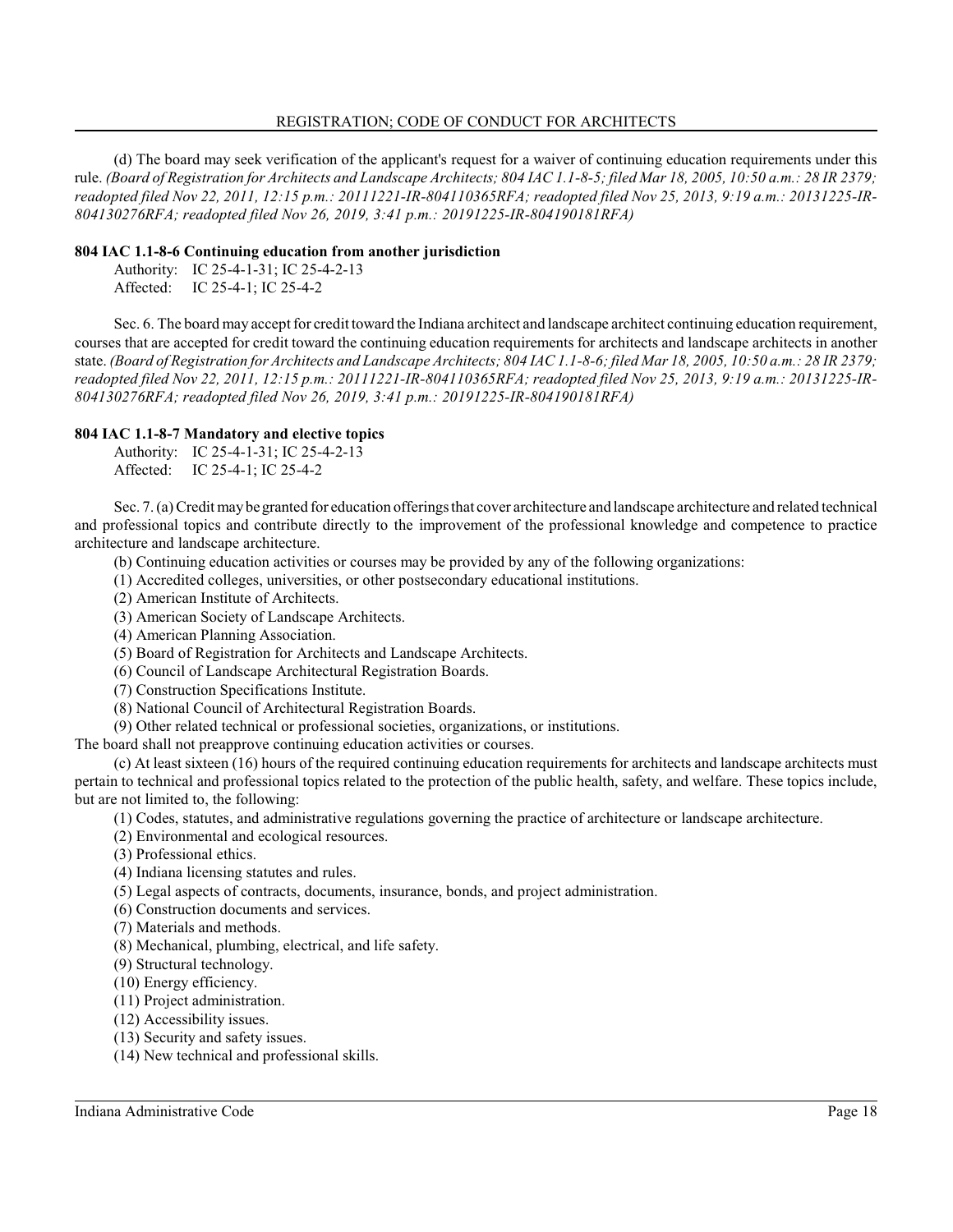(d) The board may seek verification of the applicant's request for a waiver of continuing education requirements under this rule. *(Board of Registration for Architects and Landscape Architects; 804 IAC 1.1-8-5; filed Mar 18, 2005, 10:50 a.m.: 28 IR 2379; readopted filed Nov 22, 2011, 12:15 p.m.: 20111221-IR-804110365RFA; readopted filed Nov 25, 2013, 9:19 a.m.: 20131225-IR-804130276RFA; readopted filed Nov 26, 2019, 3:41 p.m.: 20191225-IR-804190181RFA)*

### 804 IAC 1.1-8-6 Continuing education from another jurisdiction

Authority: IC 25-4-1-31; IC 25-4-2-13
Affected: IC 25-4-1; IC 25-4-2

Sec. 6. The board may accept for credit toward the Indiana architect and landscape architect continuing education requirement, courses that are accepted for credit toward the continuing education requirements for architects and landscape architects in another state. *(Board of Registration for Architects and Landscape Architects; 804 IAC 1.1-8-6; filed Mar 18, 2005, 10:50 a.m.: 28 IR 2379; readopted filed Nov 22, 2011, 12:15 p.m.: 20111221-IR-804110365RFA; readopted filed Nov 25, 2013, 9:19 a.m.: 20131225-IR-804130276RFA; readopted filed Nov 26, 2019, 3:41 p.m.: 20191225-IR-804190181RFA)*

### 804 IAC 1.1-8-7 Mandatory and elective topics

Authority: IC 25-4-1-31; IC 25-4-2-13
Affected: IC 25-4-1; IC 25-4-2

Sec. 7. (a) Credit may be granted for education offerings that cover architecture and landscape architecture and related technical and professional topics and contribute directly to the improvement of the professional knowledge and competence to practice architecture and landscape architecture.

(b) Continuing education activities or courses may be provided by any of the following organizations:

(1) Accredited colleges, universities, or other postsecondary educational institutions.
(2) American Institute of Architects.
(3) American Society of Landscape Architects.
(4) American Planning Association.
(5) Board of Registration for Architects and Landscape Architects.
(6) Council of Landscape Architectural Registration Boards.
(7) Construction Specifications Institute.
(8) National Council of Architectural Registration Boards.
(9) Other related technical or professional societies, organizations, or institutions.

The board shall not preapprove continuing education activities or courses.

(c) At least sixteen (16) hours of the required continuing education requirements for architects and landscape architects must pertain to technical and professional topics related to the protection of the public health, safety, and welfare. These topics include, but are not limited to, the following:

(1) Codes, statutes, and administrative regulations governing the practice of architecture or landscape architecture.
(2) Environmental and ecological resources.
(3) Professional ethics.
(4) Indiana licensing statutes and rules.
(5) Legal aspects of contracts, documents, insurance, bonds, and project administration.
(6) Construction documents and services.
(7) Materials and methods.
(8) Mechanical, plumbing, electrical, and life safety.
(9) Structural technology.
(10) Energy efficiency.
(11) Project administration.
(12) Accessibility issues.
(13) Security and safety issues.
(14) New technical and professional skills.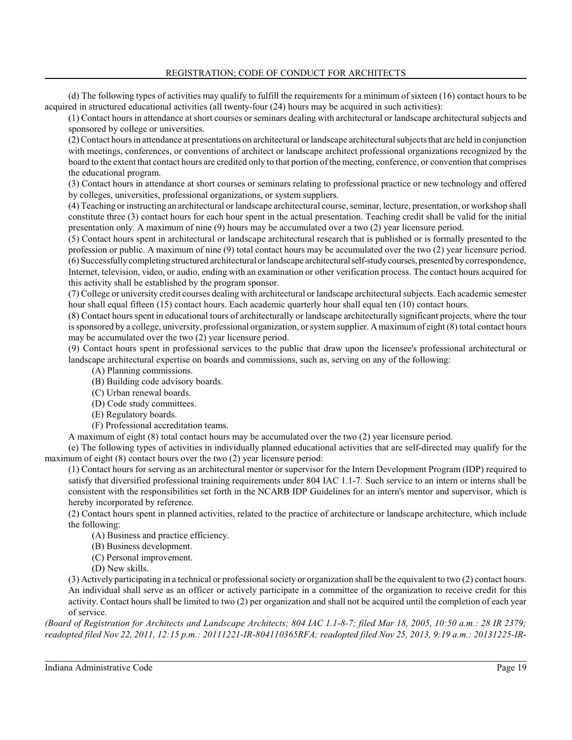(d) The following types of activities may qualify to fulfill the requirements for a minimum of sixteen (16) contact hours to be acquired in structured educational activities (all twenty-four (24) hours may be acquired in such activities):

(1) Contact hours in attendance at short courses or seminars dealing with architectural or landscape architectural subjects and sponsored by college or universities.

(2) Contact hours in attendance at presentations on architectural or landscape architectural subjects that are held in conjunction with meetings, conferences, or conventions of architect or landscape architect professional organizations recognized by the board to the extent that contact hours are credited only to that portion of the meeting, conference, or convention that comprises the educational program.

(3) Contact hours in attendance at short courses or seminars relating to professional practice or new technology and offered by colleges, universities, professional organizations, or system suppliers.

(4) Teaching or instructing an architectural or landscape architectural course, seminar, lecture, presentation, or workshop shall constitute three (3) contact hours for each hour spent in the actual presentation. Teaching credit shall be valid for the initial presentation only. A maximum of nine (9) hours may be accumulated over a two (2) year licensure period.

(5) Contact hours spent in architectural or landscape architectural research that is published or is formally presented to the profession or public. A maximum of nine (9) total contact hours may be accumulated over the two (2) year licensure period.

(6) Successfully completing structured architectural or landscape architectural self-study courses, presented by correspondence, Internet, television, video, or audio, ending with an examination or other verification process. The contact hours acquired for this activity shall be established by the program sponsor.

(7) College or university credit courses dealing with architectural or landscape architectural subjects. Each academic semester hour shall equal fifteen (15) contact hours. Each academic quarterly hour shall equal ten (10) contact hours.

(8) Contact hours spent in educational tours of architecturally or landscape architecturally significant projects, where the tour is sponsored by a college, university, professional organization, or system supplier. A maximum of eight (8) total contact hours may be accumulated over the two (2) year licensure period.

(9) Contact hours spent in professional services to the public that draw upon the licensee's professional architectural or landscape architectural expertise on boards and commissions, such as, serving on any of the following:

(A) Planning commissions.

(B) Building code advisory boards.

(C) Urban renewal boards.

(D) Code study committees.

(E) Regulatory boards.

(F) Professional accreditation teams.

A maximum of eight (8) total contact hours may be accumulated over the two (2) year licensure period.

(e) The following types of activities in individually planned educational activities that are self-directed may qualify for the maximum of eight (8) contact hours over the two (2) year licensure period:

(1) Contact hours for serving as an architectural mentor or supervisor for the Intern Development Program (IDP) required to satisfy that diversified professional training requirements under 804 IAC 1.1-7. Such service to an intern or interns shall be consistent with the responsibilities set forth in the NCARB IDP Guidelines for an intern's mentor and supervisor, which is hereby incorporated by reference.

(2) Contact hours spent in planned activities, related to the practice of architecture or landscape architecture, which include the following:

(A) Business and practice efficiency.

(B) Business development.

(C) Personal improvement.

(D) New skills.

(3) Actively participating in a technical or professional society or organization shall be the equivalent to two (2) contact hours. An individual shall serve as an officer or actively participate in a committee of the organization to receive credit for this activity. Contact hours shall be limited to two (2) per organization and shall not be acquired until the completion of each year of service.

*(Board of Registration for Architects and Landscape Architects; 804 IAC 1.1-8-7; filed Mar 18, 2005, 10:50 a.m.: 28 IR 2379; readopted filed Nov 22, 2011, 12:15 p.m.: 20111221-IR-804110365RFA; readopted filed Nov 25, 2013, 9:19 a.m.: 20131225-IR-*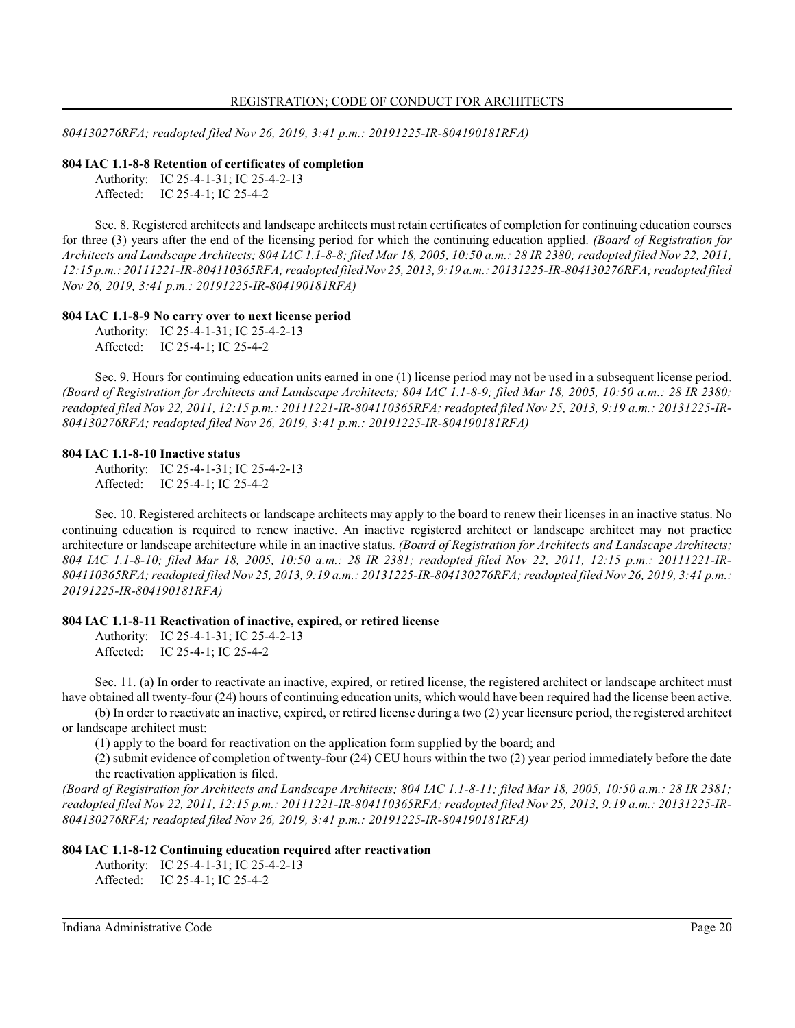*804130276RFA; readopted filed Nov 26, 2019, 3:41 p.m.: 20191225-IR-804190181RFA)*

**804 IAC 1.1-8-8 Retention of certificates of completion**

Authority: IC 25-4-1-31; IC 25-4-2-13
Affected: IC 25-4-1; IC 25-4-2

Sec. 8. Registered architects and landscape architects must retain certificates of completion for continuing education courses for three (3) years after the end of the licensing period for which the continuing education applied. *(Board of Registration for Architects and Landscape Architects; 804 IAC 1.1-8-8; filed Mar 18, 2005, 10:50 a.m.: 28 IR 2380; readopted filed Nov 22, 2011, 12:15 p.m.: 20111221-IR-804110365RFA; readopted filed Nov 25, 2013, 9:19 a.m.: 20131225-IR-804130276RFA; readopted filed Nov 26, 2019, 3:41 p.m.: 20191225-IR-804190181RFA)*

**804 IAC 1.1-8-9 No carry over to next license period**

Authority: IC 25-4-1-31; IC 25-4-2-13
Affected: IC 25-4-1; IC 25-4-2

Sec. 9. Hours for continuing education units earned in one (1) license period may not be used in a subsequent license period. *(Board of Registration for Architects and Landscape Architects; 804 IAC 1.1-8-9; filed Mar 18, 2005, 10:50 a.m.: 28 IR 2380; readopted filed Nov 22, 2011, 12:15 p.m.: 20111221-IR-804110365RFA; readopted filed Nov 25, 2013, 9:19 a.m.: 20131225-IR-804130276RFA; readopted filed Nov 26, 2019, 3:41 p.m.: 20191225-IR-804190181RFA)*

**804 IAC 1.1-8-10 Inactive status**

Authority: IC 25-4-1-31; IC 25-4-2-13
Affected: IC 25-4-1; IC 25-4-2

Sec. 10. Registered architects or landscape architects may apply to the board to renew their licenses in an inactive status. No continuing education is required to renew inactive. An inactive registered architect or landscape architect may not practice architecture or landscape architecture while in an inactive status. *(Board of Registration for Architects and Landscape Architects; 804 IAC 1.1-8-10; filed Mar 18, 2005, 10:50 a.m.: 28 IR 2381; readopted filed Nov 22, 2011, 12:15 p.m.: 20111221-IR-804110365RFA; readopted filed Nov 25, 2013, 9:19 a.m.: 20131225-IR-804130276RFA; readopted filed Nov 26, 2019, 3:41 p.m.: 20191225-IR-804190181RFA)*

**804 IAC 1.1-8-11 Reactivation of inactive, expired, or retired license**

Authority: IC 25-4-1-31; IC 25-4-2-13
Affected: IC 25-4-1; IC 25-4-2

Sec. 11. (a) In order to reactivate an inactive, expired, or retired license, the registered architect or landscape architect must have obtained all twenty-four (24) hours of continuing education units, which would have been required had the license been active.

(b) In order to reactivate an inactive, expired, or retired license during a two (2) year licensure period, the registered architect or landscape architect must:

(1) apply to the board for reactivation on the application form supplied by the board; and

(2) submit evidence of completion of twenty-four (24) CEU hours within the two (2) year period immediately before the date the reactivation application is filed.

*(Board of Registration for Architects and Landscape Architects; 804 IAC 1.1-8-11; filed Mar 18, 2005, 10:50 a.m.: 28 IR 2381; readopted filed Nov 22, 2011, 12:15 p.m.: 20111221-IR-804110365RFA; readopted filed Nov 25, 2013, 9:19 a.m.: 20131225-IR-804130276RFA; readopted filed Nov 26, 2019, 3:41 p.m.: 20191225-IR-804190181RFA)*

**804 IAC 1.1-8-12 Continuing education required after reactivation**

Authority: IC 25-4-1-31; IC 25-4-2-13
Affected: IC 25-4-1; IC 25-4-2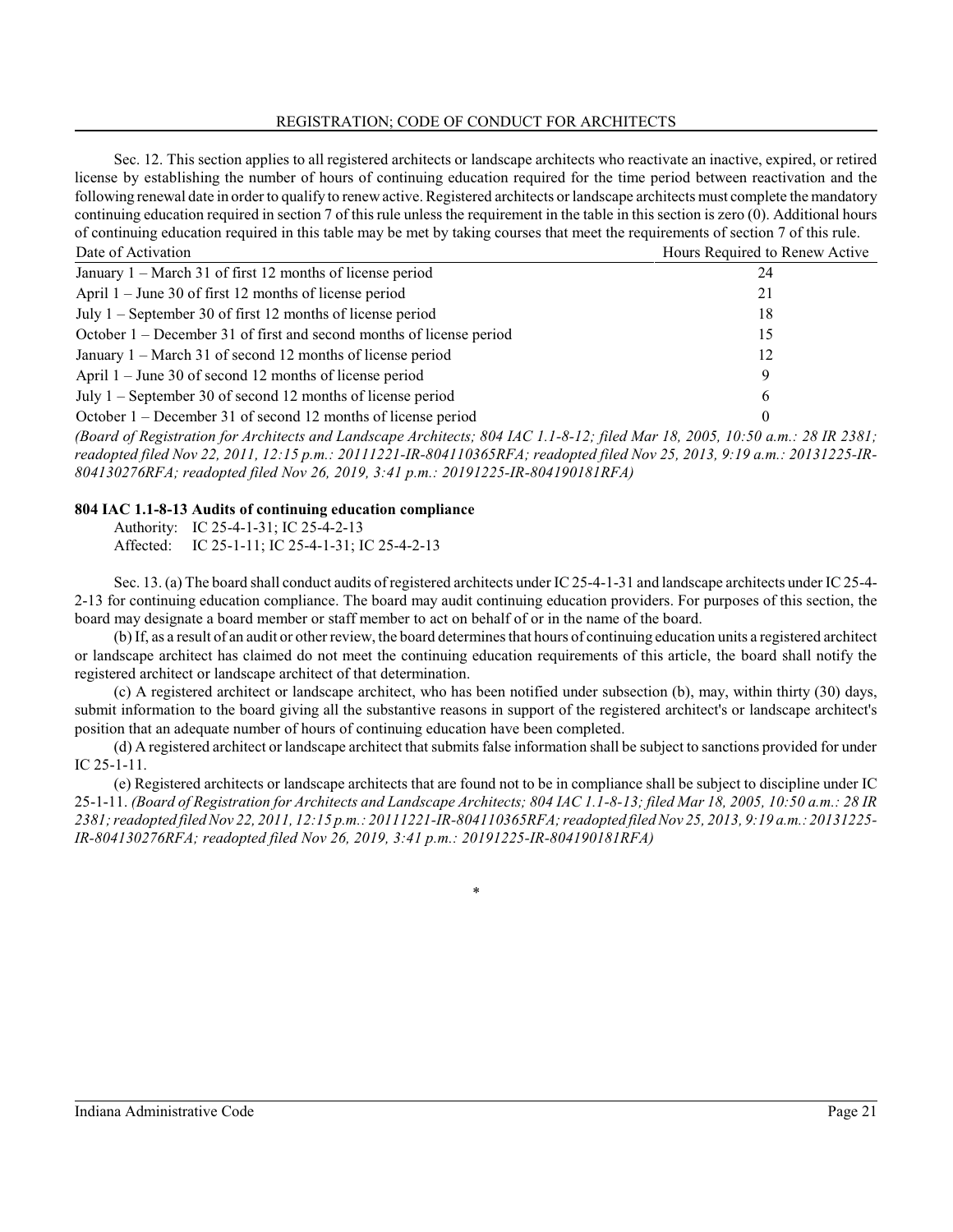Sec. 12. This section applies to all registered architects or landscape architects who reactivate an inactive, expired, or retired license by establishing the number of hours of continuing education required for the time period between reactivation and the following renewal date in order to qualify to renew active. Registered architects or landscape architects must complete the mandatory continuing education required in section 7 of this rule unless the requirement in the table in this section is zero (0). Additional hours of continuing education required in this table may be met by taking courses that meet the requirements of section 7 of this rule.

| Date of Activation | Hours Required to Renew Active |
|---|---|
| January 1 – March 31 of first 12 months of license period | 24 |
| April 1 – June 30 of first 12 months of license period | 21 |
| July 1 – September 30 of first 12 months of license period | 18 |
| October 1 – December 31 of first and second months of license period | 15 |
| January 1 – March 31 of second 12 months of license period | 12 |
| April 1 – June 30 of second 12 months of license period | 9 |
| July 1 – September 30 of second 12 months of license period | 6 |
| October 1 – December 31 of second 12 months of license period | 0 |

*(Board of Registration for Architects and Landscape Architects; 804 IAC 1.1-8-12; filed Mar 18, 2005, 10:50 a.m.: 28 IR 2381; readopted filed Nov 22, 2011, 12:15 p.m.: 20111221-IR-804110365RFA; readopted filed Nov 25, 2013, 9:19 a.m.: 20131225-IR-804130276RFA; readopted filed Nov 26, 2019, 3:41 p.m.: 20191225-IR-804190181RFA)*

**804 IAC 1.1-8-13 Audits of continuing education compliance**

Authority: IC 25-4-1-31; IC 25-4-2-13
Affected: IC 25-1-11; IC 25-4-1-31; IC 25-4-2-13

Sec. 13. (a) The board shall conduct audits of registered architects under IC 25-4-1-31 and landscape architects under IC 25-4-2-13 for continuing education compliance. The board may audit continuing education providers. For purposes of this section, the board may designate a board member or staff member to act on behalf of or in the name of the board.

(b) If, as a result of an audit or other review, the board determines that hours of continuing education units a registered architect or landscape architect has claimed do not meet the continuing education requirements of this article, the board shall notify the registered architect or landscape architect of that determination.

(c) A registered architect or landscape architect, who has been notified under subsection (b), may, within thirty (30) days, submit information to the board giving all the substantive reasons in support of the registered architect's or landscape architect's position that an adequate number of hours of continuing education have been completed.

(d) A registered architect or landscape architect that submits false information shall be subject to sanctions provided for under IC 25-1-11.

(e) Registered architects or landscape architects that are found not to be in compliance shall be subject to discipline under IC 25-1-11. *(Board of Registration for Architects and Landscape Architects; 804 IAC 1.1-8-13; filed Mar 18, 2005, 10:50 a.m.: 28 IR 2381; readopted filed Nov 22, 2011, 12:15 p.m.: 20111221-IR-804110365RFA; readopted filed Nov 25, 2013, 9:19 a.m.: 20131225-IR-804130276RFA; readopted filed Nov 26, 2019, 3:41 p.m.: 20191225-IR-804190181RFA)*

*